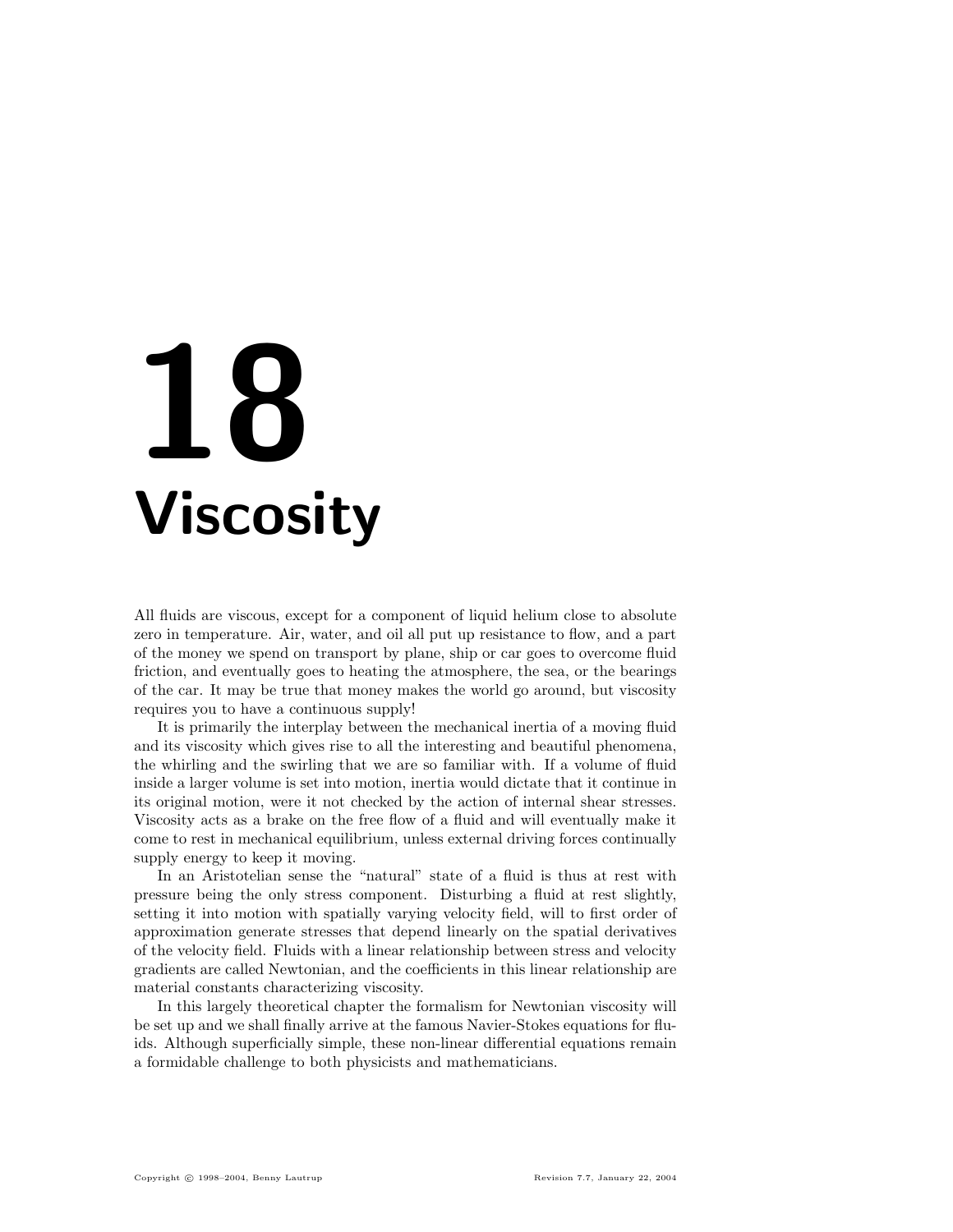# 18 Viscosity

All fluids are viscous, except for a component of liquid helium close to absolute zero in temperature. Air, water, and oil all put up resistance to flow, and a part of the money we spend on transport by plane, ship or car goes to overcome fluid friction, and eventually goes to heating the atmosphere, the sea, or the bearings of the car. It may be true that money makes the world go around, but viscosity requires you to have a continuous supply!

It is primarily the interplay between the mechanical inertia of a moving fluid and its viscosity which gives rise to all the interesting and beautiful phenomena, the whirling and the swirling that we are so familiar with. If a volume of fluid inside a larger volume is set into motion, inertia would dictate that it continue in its original motion, were it not checked by the action of internal shear stresses. Viscosity acts as a brake on the free flow of a fluid and will eventually make it come to rest in mechanical equilibrium, unless external driving forces continually supply energy to keep it moving.

In an Aristotelian sense the "natural" state of a fluid is thus at rest with pressure being the only stress component. Disturbing a fluid at rest slightly, setting it into motion with spatially varying velocity field, will to first order of approximation generate stresses that depend linearly on the spatial derivatives of the velocity field. Fluids with a linear relationship between stress and velocity gradients are called Newtonian, and the coefficients in this linear relationship are material constants characterizing viscosity.

In this largely theoretical chapter the formalism for Newtonian viscosity will be set up and we shall finally arrive at the famous Navier-Stokes equations for fluids. Although superficially simple, these non-linear differential equations remain a formidable challenge to both physicists and mathematicians.

Copyright © 1998–2004, Benny Lautrup Revision 7.7, January 22, 2004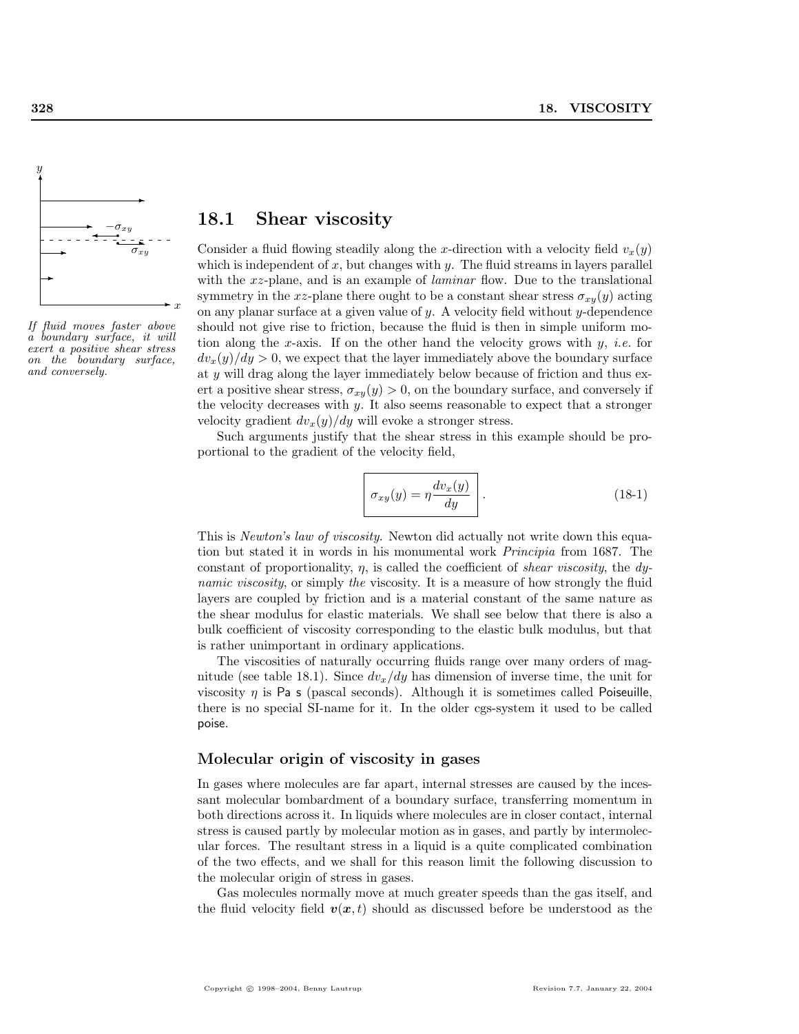*If fluid moves faster above a boundary surface, it will exert a positive shear stress on the boundary surface, and conversely.*

## 18.1 Shear viscosity

Consider a fluid flowing steadily along the $x$-direction with a velocity field $v_x(y)$ which is independent of $x$, but changes with $y$. The fluid streams in layers parallel with the $xz$-plane, and is an example of *laminar* flow. Due to the translational symmetry in the $xz$-plane there ought to be a constant shear stress $\sigma_{xy}(y)$ acting on any planar surface at a given value of $y$. A velocity field without $y$-dependence should not give rise to friction, because the fluid is then in simple uniform motion along the $x$-axis. If on the other hand the velocity grows with $y$, *i.e.* for $dv_x(y)/dy > 0$, we expect that the layer immediately above the boundary surface at $y$ will drag along the layer immediately below because of friction and thus exert a positive shear stress, $\sigma_{xy}(y) > 0$, on the boundary surface, and conversely if the velocity decreases with $y$. It also seems reasonable to expect that a stronger velocity gradient $dv_x(y)/dy$ will evoke a stronger stress.

Such arguments justify that the shear stress in this example should be proportional to the gradient of the velocity field,

$$\boxed{\sigma_{xy}(y) = \eta \frac{dv_x(y)}{dy}} \, . \tag{18-1}$$

This is *Newton's law of viscosity*. Newton did actually not write down this equation but stated it in words in his monumental work *Principia* from 1687. The constant of proportionality, $\eta$, is called the coefficient of *shear viscosity*, the *dynamic viscosity*, or simply *the* viscosity. It is a measure of how strongly the fluid layers are coupled by friction and is a material constant of the same nature as the shear modulus for elastic materials. We shall see below that there is also a bulk coefficient of viscosity corresponding to the elastic bulk modulus, but that is rather unimportant in ordinary applications.

The viscosities of naturally occurring fluids range over many orders of magnitude (see table 18.1). Since $dv_x/dy$ has dimension of inverse time, the unit for viscosity $\eta$ is Pa s (pascal seconds). Although it is sometimes called Poiseuille, there is no special SI-name for it. In the older cgs-system it used to be called poise.

### Molecular origin of viscosity in gases

In gases where molecules are far apart, internal stresses are caused by the incessant molecular bombardment of a boundary surface, transferring momentum in both directions across it. In liquids where molecules are in closer contact, internal stress is caused partly by molecular motion as in gases, and partly by intermolecular forces. The resultant stress in a liquid is a quite complicated combination of the two effects, and we shall for this reason limit the following discussion to the molecular origin of stress in gases.

Gas molecules normally move at much greater speeds than the gas itself, and the fluid velocity field $\boldsymbol{v}(\boldsymbol{x}, t)$ should as discussed before be understood as the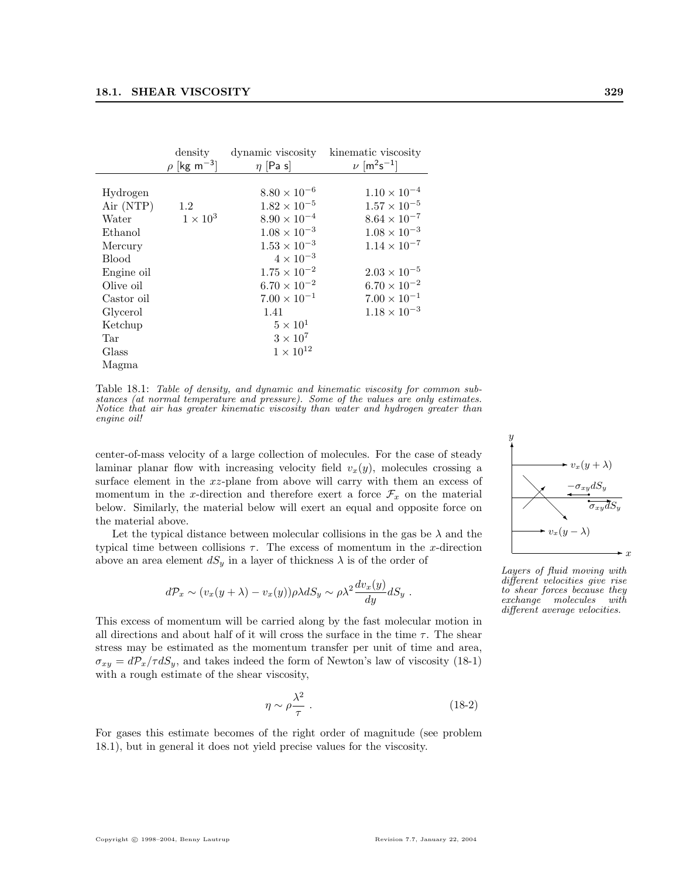| | density $\rho$ [kg m$^{-3}$] | dynamic viscosity $\eta$ [Pa s] | kinematic viscosity $\nu$ [m$^2$s$^{-1}$] |
|---|---|---|---|
| Hydrogen | | $8.80 \times 10^{-6}$ | $1.10 \times 10^{-4}$ |
| Air (NTP) | 1.2 | $1.82 \times 10^{-5}$ | $1.57 \times 10^{-5}$ |
| Water | $1 \times 10^3$ | $8.90 \times 10^{-4}$ | $8.64 \times 10^{-7}$ |
| Ethanol | | $1.08 \times 10^{-3}$ | $1.08 \times 10^{-3}$ |
| Mercury | | $1.53 \times 10^{-3}$ | $1.14 \times 10^{-7}$ |
| Blood | | $4 \times 10^{-3}$ | |
| Engine oil | | $1.75 \times 10^{-2}$ | $2.03 \times 10^{-5}$ |
| Olive oil | | $6.70 \times 10^{-2}$ | $6.70 \times 10^{-2}$ |
| Castor oil | | $7.00 \times 10^{-1}$ | $7.00 \times 10^{-1}$ |
| Glycerol | | 1.41 | $1.18 \times 10^{-3}$ |
| Ketchup | | $5 \times 10^1$ | |
| Tar | | $3 \times 10^7$ | |
| Glass | | $1 \times 10^{12}$ | |
| Magma | | | |

Table 18.1: *Table of density, and dynamic and kinematic viscosity for common substances (at normal temperature and pressure). Some of the values are only estimates. Notice that air has greater kinematic viscosity than water and hydrogen greater than engine oil!*

center-of-mass velocity of a large collection of molecules. For the case of steady laminar planar flow with increasing velocity field $v_x(y)$, molecules crossing a surface element in the $xz$-plane from above will carry with them an excess of momentum in the $x$-direction and therefore exert a force $\mathcal{F}_x$ on the material below. Similarly, the material below will exert an equal and opposite force on the material above.

*Layers of fluid moving with different velocities give rise to shear forces because they exchange molecules with different average velocities.*

Let the typical distance between molecular collisions in the gas be $\lambda$ and the typical time between collisions $\tau$. The excess of momentum in the $x$-direction above an area element $dS_y$ in a layer of thickness $\lambda$ is of the order of

$$d\mathcal{P}_x \sim (v_x(y+\lambda) - v_x(y))\rho\lambda dS_y \sim \rho\lambda^2 \frac{dv_x(y)}{dy} dS_y \ .$$

This excess of momentum will be carried along by the fast molecular motion in all directions and about half of it will cross the surface in the time $\tau$. The shear stress may be estimated as the momentum transfer per unit of time and area, $\sigma_{xy} = d\mathcal{P}_x/\tau dS_y$, and takes indeed the form of Newton's law of viscosity (18-1) with a rough estimate of the shear viscosity,

$$\eta \sim \rho \frac{\lambda^2}{\tau} \ . \tag{18-2}$$

For gases this estimate becomes of the right order of magnitude (see problem 18.1), but in general it does not yield precise values for the viscosity.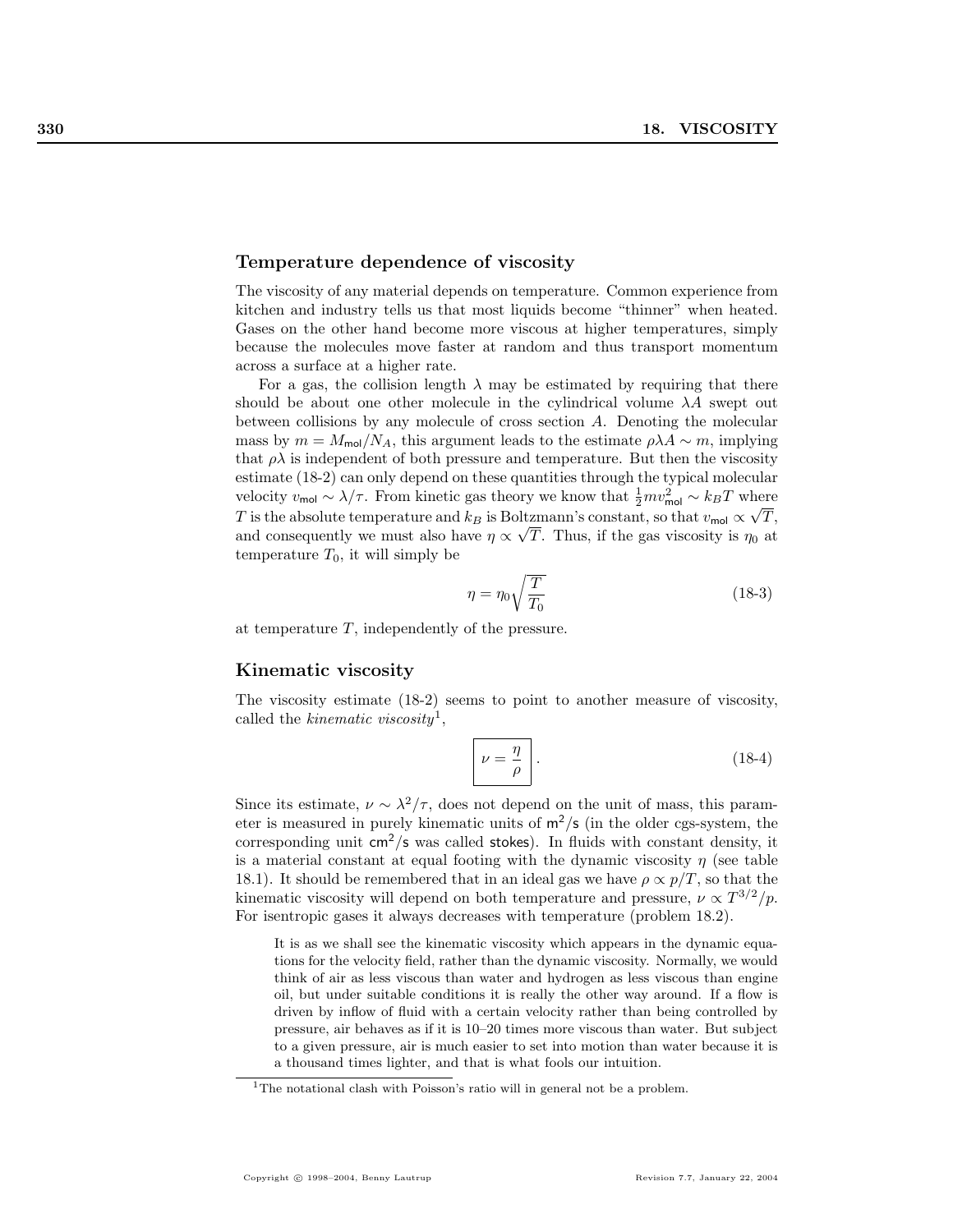## Temperature dependence of viscosity

The viscosity of any material depends on temperature. Common experience from kitchen and industry tells us that most liquids become "thinner" when heated. Gases on the other hand become more viscous at higher temperatures, simply because the molecules move faster at random and thus transport momentum across a surface at a higher rate.

For a gas, the collision length $\lambda$ may be estimated by requiring that there should be about one other molecule in the cylindrical volume $\lambda A$ swept out between collisions by any molecule of cross section $A$. Denoting the molecular mass by $m = M_{\mathsf{mol}}/N_A$, this argument leads to the estimate $\rho\lambda A \sim m$, implying that $\rho\lambda$ is independent of both pressure and temperature. But then the viscosity estimate (18-2) can only depend on these quantities through the typical molecular velocity $v_{\mathsf{mol}} \sim \lambda/\tau$. From kinetic gas theory we know that $\frac{1}{2}mv_{\mathsf{mol}}^2 \sim k_B T$ where $T$ is the absolute temperature and $k_B$ is Boltzmann's constant, so that $v_{\mathsf{mol}} \propto \sqrt{T}$, and consequently we must also have $\eta \propto \sqrt{T}$. Thus, if the gas viscosity is $\eta_0$ at temperature $T_0$, it will simply be

$$\eta = \eta_0 \sqrt{\frac{T}{T_0}} \tag{18-3}$$

at temperature $T$, independently of the pressure.

## Kinematic viscosity

The viscosity estimate (18-2) seems to point to another measure of viscosity, called the *kinematic viscosity*[1],

$$\boxed{\nu = \frac{\eta}{\rho}} \,. \tag{18-4}$$

Since its estimate, $\nu \sim \lambda^2/\tau$, does not depend on the unit of mass, this parameter is measured in purely kinematic units of $\mathsf{m}^2/\mathsf{s}$ (in the older cgs-system, the corresponding unit $\mathsf{cm}^2/\mathsf{s}$ was called stokes). In fluids with constant density, it is a material constant at equal footing with the dynamic viscosity $\eta$ (see table 18.1). It should be remembered that in an ideal gas we have $\rho \propto p/T$, so that the kinematic viscosity will depend on both temperature and pressure, $\nu \propto T^{3/2}/p$. For isentropic gases it always decreases with temperature (problem 18.2).

> It is as we shall see the kinematic viscosity which appears in the dynamic equations for the velocity field, rather than the dynamic viscosity. Normally, we would think of air as less viscous than water and hydrogen as less viscous than engine oil, but under suitable conditions it is really the other way around. If a flow is driven by inflow of fluid with a certain velocity rather than being controlled by pressure, air behaves as if it is 10–20 times more viscous than water. But subject to a given pressure, air is much easier to set into motion than water because it is a thousand times lighter, and that is what fools our intuition.

[1] The notational clash with Poisson's ratio will in general not be a problem.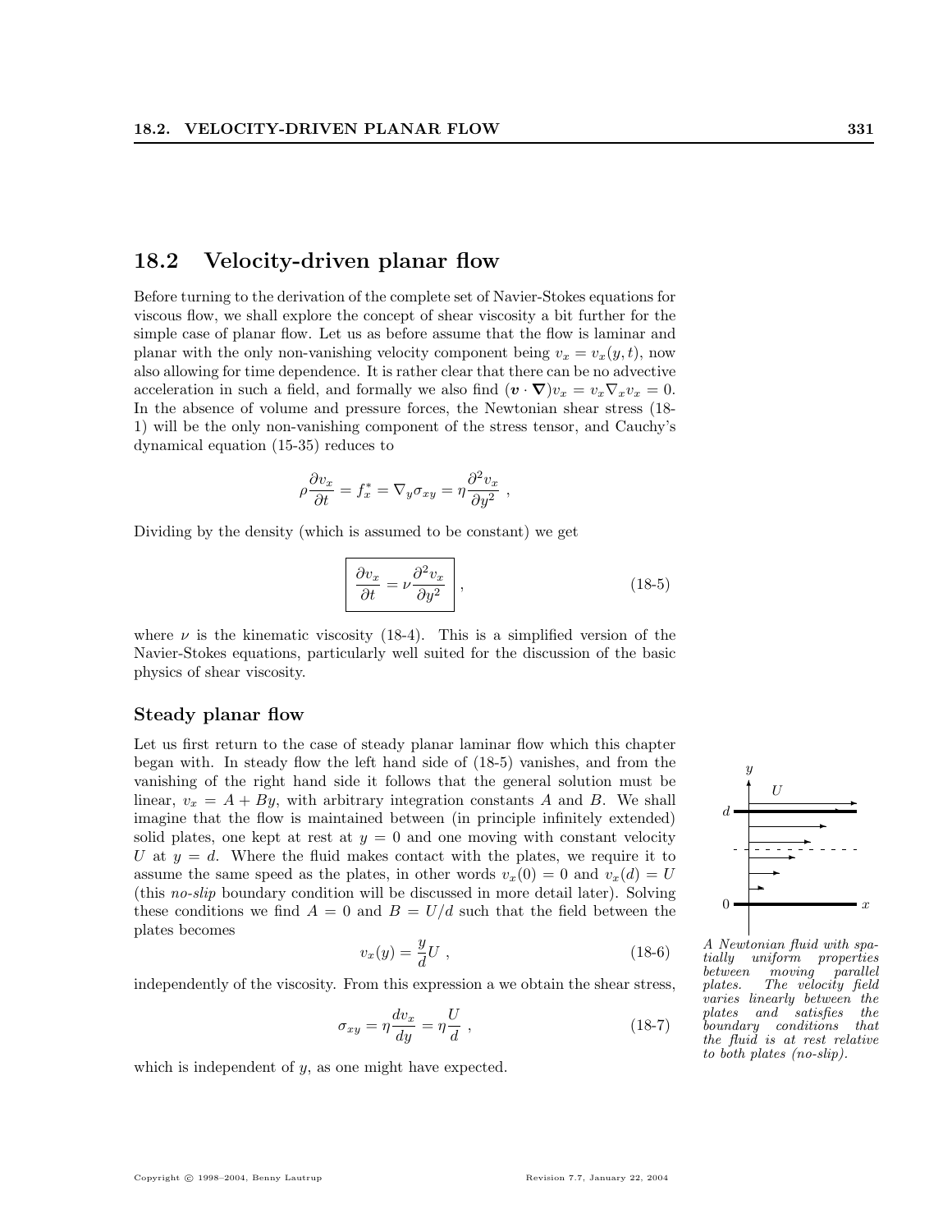## 18.2 Velocity-driven planar flow

Before turning to the derivation of the complete set of Navier-Stokes equations for viscous flow, we shall explore the concept of shear viscosity a bit further for the simple case of planar flow. Let us as before assume that the flow is laminar and planar with the only non-vanishing velocity component being $v_x = v_x(y,t)$, now also allowing for time dependence. It is rather clear that there can be no advective acceleration in such a field, and formally we also find $(\boldsymbol{v} \cdot \boldsymbol{\nabla})v_x = v_x \nabla_x v_x = 0$. In the absence of volume and pressure forces, the Newtonian shear stress (18-1) will be the only non-vanishing component of the stress tensor, and Cauchy's dynamical equation (15-35) reduces to

$$\rho \frac{\partial v_x}{\partial t} = f_x^* = \nabla_y \sigma_{xy} = \eta \frac{\partial^2 v_x}{\partial y^2} \ ,$$

Dividing by the density (which is assumed to be constant) we get

$$\boxed{\frac{\partial v_x}{\partial t} = \nu \frac{\partial^2 v_x}{\partial y^2}} \ , \tag{18-5}$$

where $\nu$ is the kinematic viscosity (18-4). This is a simplified version of the Navier-Stokes equations, particularly well suited for the discussion of the basic physics of shear viscosity.

### Steady planar flow

Let us first return to the case of steady planar laminar flow which this chapter began with. In steady flow the left hand side of (18-5) vanishes, and from the vanishing of the right hand side it follows that the general solution must be linear, $v_x = A + By$, with arbitrary integration constants $A$ and $B$. We shall imagine that the flow is maintained between (in principle infinitely extended) solid plates, one kept at rest at $y = 0$ and one moving with constant velocity $U$ at $y = d$. Where the fluid makes contact with the plates, we require it to assume the same speed as the plates, in other words $v_x(0) = 0$ and $v_x(d) = U$ (this *no-slip* boundary condition will be discussed in more detail later). Solving these conditions we find $A = 0$ and $B = U/d$ such that the field between the plates becomes

$$v_x(y) = \frac{y}{d} U \ , \tag{18-6}$$

independently of the viscosity. From this expression a we obtain the shear stress,

$$\sigma_{xy} = \eta \frac{dv_x}{dy} = \eta \frac{U}{d} \ , \tag{18-7}$$

which is independent of $y$, as one might have expected.

*A Newtonian fluid with spatially uniform properties between moving parallel plates. The velocity field varies linearly between the plates and satisfies the boundary conditions that the fluid is at rest relative to both plates (no-slip).*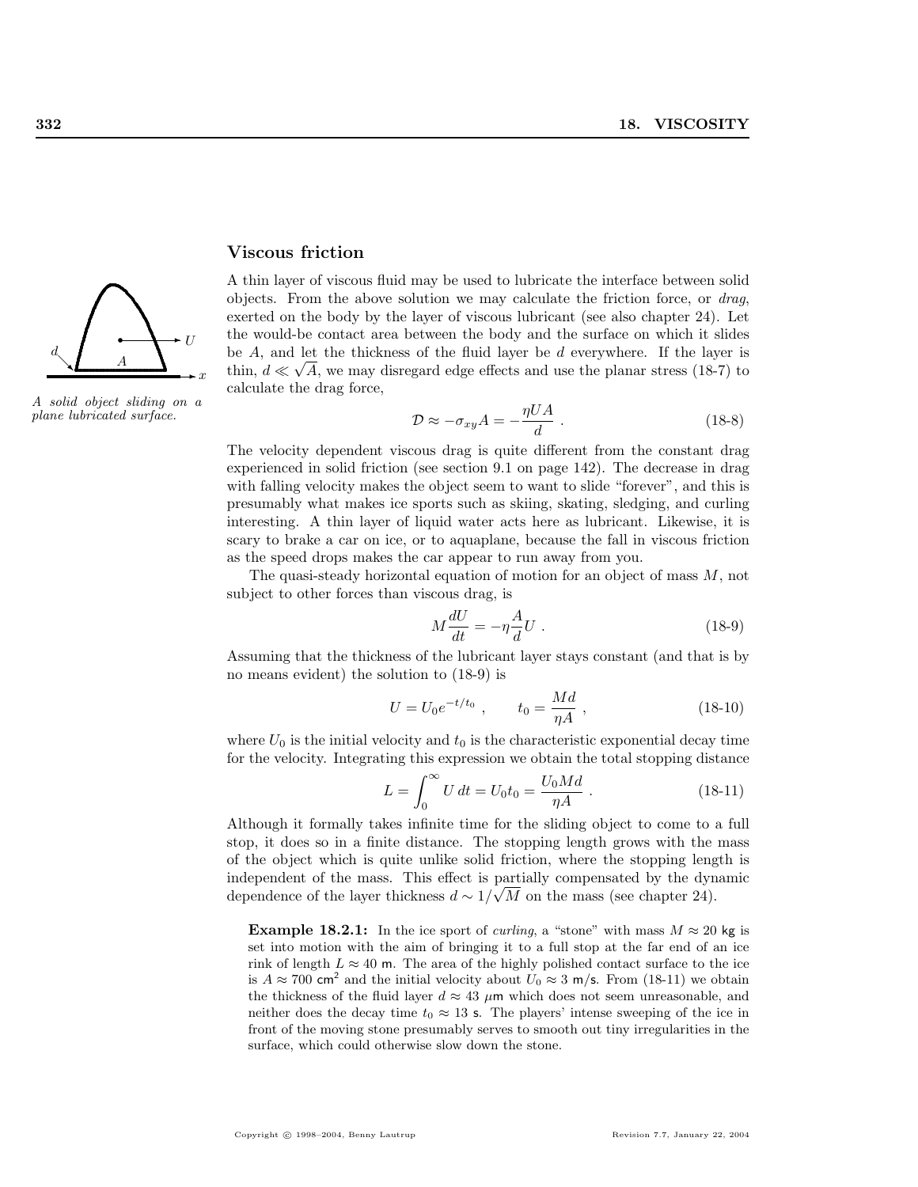## Viscous friction

A thin layer of viscous fluid may be used to lubricate the interface between solid objects. From the above solution we may calculate the friction force, or *drag*, exerted on the body by the layer of viscous lubricant (see also chapter 24). Let the would-be contact area between the body and the surface on which it slides be $A$, and let the thickness of the fluid layer be $d$ everywhere. If the layer is thin, $d \ll \sqrt{A}$, we may disregard edge effects and use the planar stress (18-7) to calculate the drag force,

*A solid object sliding on a plane lubricated surface.*

$$\mathcal{D} \approx -\sigma_{xy} A = -\frac{\eta U A}{d} \; . \tag{18-8}$$

The velocity dependent viscous drag is quite different from the constant drag experienced in solid friction (see section 9.1 on page 142). The decrease in drag with falling velocity makes the object seem to want to slide "forever", and this is presumably what makes ice sports such as skiing, skating, sledging, and curling interesting. A thin layer of liquid water acts here as lubricant. Likewise, it is scary to brake a car on ice, or to aquaplane, because the fall in viscous friction as the speed drops makes the car appear to run away from you.

The quasi-steady horizontal equation of motion for an object of mass $M$, not subject to other forces than viscous drag, is

$$M \frac{dU}{dt} = -\eta \frac{A}{d} U \; . \tag{18-9}$$

Assuming that the thickness of the lubricant layer stays constant (and that is by no means evident) the solution to (18-9) is

$$U = U_0 e^{-t/t_0} \; , \qquad t_0 = \frac{Md}{\eta A} \; , \tag{18-10}$$

where $U_0$ is the initial velocity and $t_0$ is the characteristic exponential decay time for the velocity. Integrating this expression we obtain the total stopping distance

$$L = \int_0^\infty U \, dt = U_0 t_0 = \frac{U_0 M d}{\eta A} \; . \tag{18-11}$$

Although it formally takes infinite time for the sliding object to come to a full stop, it does so in a finite distance. The stopping length grows with the mass of the object which is quite unlike solid friction, where the stopping length is independent of the mass. This effect is partially compensated by the dynamic dependence of the layer thickness $d \sim 1/\sqrt{M}$ on the mass (see chapter 24).

**Example 18.2.1:** In the ice sport of *curling*, a "stone" with mass $M \approx 20$ kg is set into motion with the aim of bringing it to a full stop at the far end of an ice rink of length $L \approx 40$ m. The area of the highly polished contact surface to the ice is $A \approx 700$ cm$^2$ and the initial velocity about $U_0 \approx 3$ m/s. From (18-11) we obtain the thickness of the fluid layer $d \approx 43$ $\mu$m which does not seem unreasonable, and neither does the decay time $t_0 \approx 13$ s. The players' intense sweeping of the ice in front of the moving stone presumably serves to smooth out tiny irregularities in the surface, which could otherwise slow down the stone.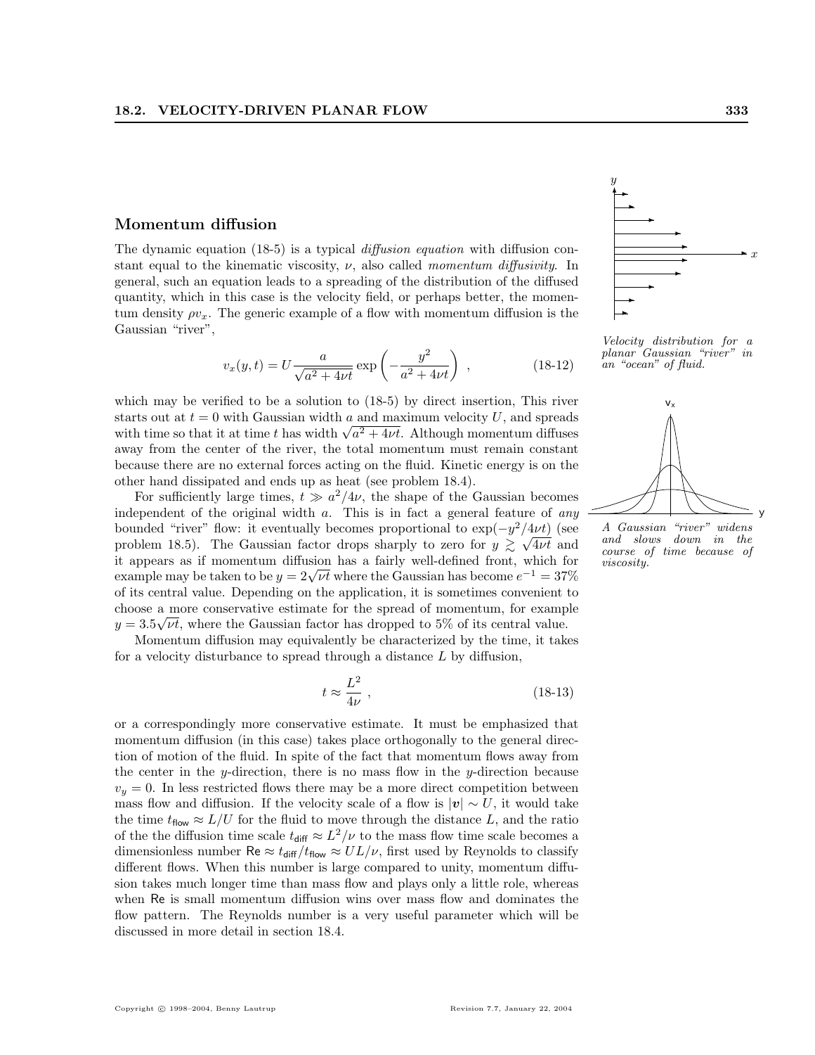## Momentum diffusion

The dynamic equation (18-5) is a typical *diffusion equation* with diffusion constant equal to the kinematic viscosity, $\nu$, also called *momentum diffusivity*. In general, such an equation leads to a spreading of the distribution of the diffused quantity, which in this case is the velocity field, or perhaps better, the momentum density $\rho v_x$. The generic example of a flow with momentum diffusion is the Gaussian "river",

$$v_x(y,t) = U \frac{a}{\sqrt{a^2 + 4\nu t}} \exp\left(-\frac{y^2}{a^2 + 4\nu t}\right) , \tag{18-12}$$

Velocity distribution for a planar Gaussian "river" in an "ocean" of fluid.

which may be verified to be a solution to (18-5) by direct insertion, This river starts out at $t = 0$ with Gaussian width $a$ and maximum velocity $U$, and spreads with time so that it at time $t$ has width $\sqrt{a^2 + 4\nu t}$. Although momentum diffuses away from the center of the river, the total momentum must remain constant because there are no external forces acting on the fluid. Kinetic energy is on the other hand dissipated and ends up as heat (see problem 18.4).

For sufficiently large times, $t \gg a^2/4\nu$, the shape of the Gaussian becomes independent of the original width $a$. This is in fact a general feature of *any* bounded "river" flow: it eventually becomes proportional to $\exp(-y^2/4\nu t)$ (see problem 18.5). The Gaussian factor drops sharply to zero for $y \gtrsim \sqrt{4\nu t}$ and it appears as if momentum diffusion has a fairly well-defined front, which for example may be taken to be $y = 2\sqrt{\nu t}$ where the Gaussian has become $e^{-1} = 37\%$ of its central value. Depending on the application, it is sometimes convenient to choose a more conservative estimate for the spread of momentum, for example $y = 3.5\sqrt{\nu t}$, where the Gaussian factor has dropped to 5% of its central value.

A Gaussian "river" widens and slows down in the course of time because of viscosity.

Momentum diffusion may equivalently be characterized by the time, it takes for a velocity disturbance to spread through a distance $L$ by diffusion,

$$t \approx \frac{L^2}{4\nu} , \tag{18-13}$$

or a correspondingly more conservative estimate. It must be emphasized that momentum diffusion (in this case) takes place orthogonally to the general direction of motion of the fluid. In spite of the fact that momentum flows away from the center in the $y$-direction, there is no mass flow in the $y$-direction because $v_y = 0$. In less restricted flows there may be a more direct competition between mass flow and diffusion. If the velocity scale of a flow is $|\boldsymbol{v}| \sim U$, it would take the time $t_{\mathsf{flow}} \approx L/U$ for the fluid to move through the distance $L$, and the ratio of the the diffusion time scale $t_{\mathsf{diff}} \approx L^2/\nu$ to the mass flow time scale becomes a dimensionless number $\mathsf{Re} \approx t_{\mathsf{diff}}/t_{\mathsf{flow}} \approx UL/\nu$, first used by Reynolds to classify different flows. When this number is large compared to unity, momentum diffusion takes much longer time than mass flow and plays only a little role, whereas when $\mathsf{Re}$ is small momentum diffusion wins over mass flow and dominates the flow pattern. The Reynolds number is a very useful parameter which will be discussed in more detail in section 18.4.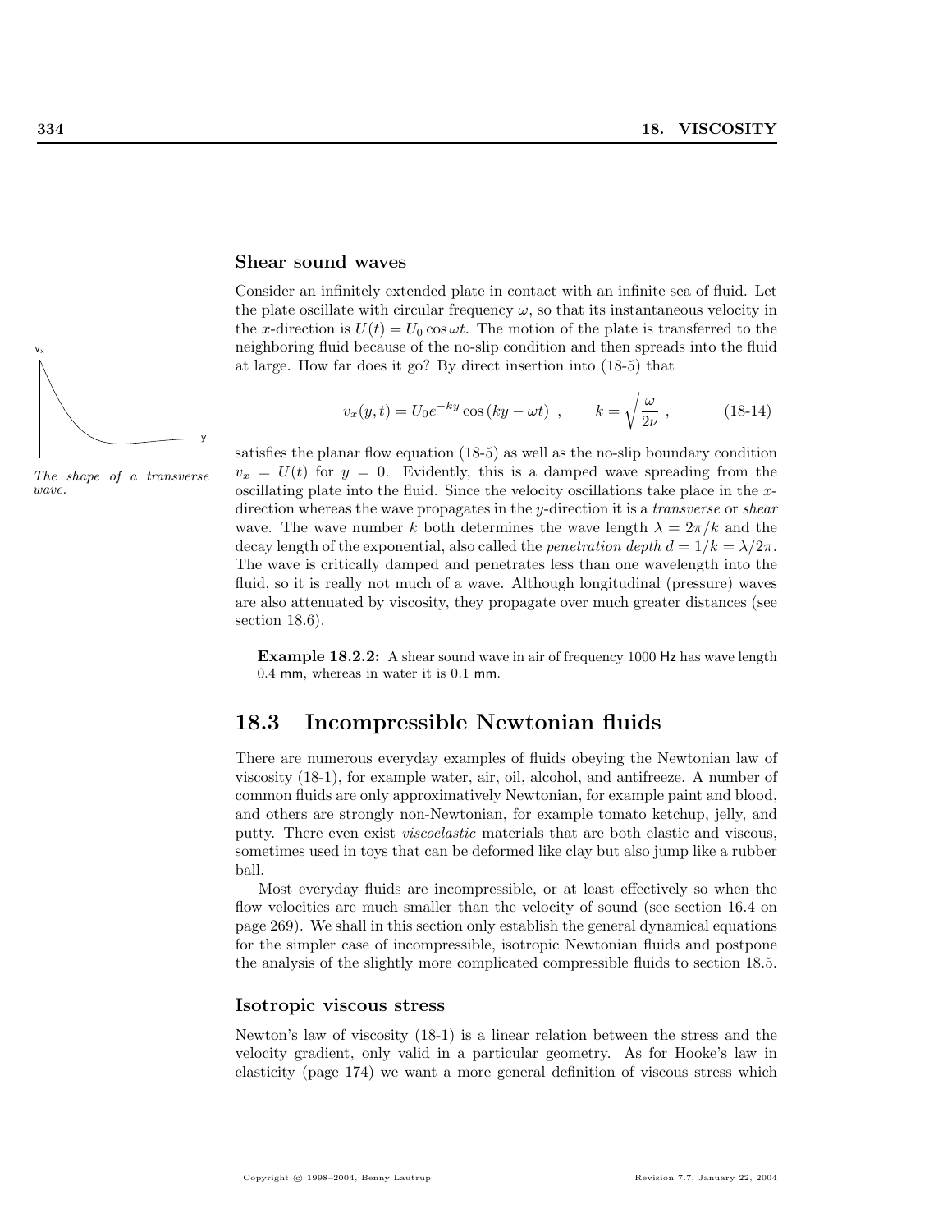### Shear sound waves

Consider an infinitely extended plate in contact with an infinite sea of fluid. Let the plate oscillate with circular frequency $\omega$, so that its instantaneous velocity in the $x$-direction is $U(t) = U_0 \cos \omega t$. The motion of the plate is transferred to the neighboring fluid because of the no-slip condition and then spreads into the fluid at large. How far does it go? By direct insertion into (18-5) that

$$v_x(y,t) = U_0 e^{-ky} \cos(ky - \omega t) \ , \qquad k = \sqrt{\frac{\omega}{2\nu}} \ , \tag{18-14}$$

*The shape of a transverse wave.*

satisfies the planar flow equation (18-5) as well as the no-slip boundary condition $v_x = U(t)$ for $y = 0$. Evidently, this is a damped wave spreading from the oscillating plate into the fluid. Since the velocity oscillations take place in the $x$-direction whereas the wave propagates in the $y$-direction it is a *transverse* or *shear* wave. The wave number $k$ both determines the wave length $\lambda = 2\pi/k$ and the decay length of the exponential, also called the *penetration depth* $d = 1/k = \lambda/2\pi$. The wave is critically damped and penetrates less than one wavelength into the fluid, so it is really not much of a wave. Although longitudinal (pressure) waves are also attenuated by viscosity, they propagate over much greater distances (see section 18.6).

**Example 18.2.2:** A shear sound wave in air of frequency 1000 Hz has wave length 0.4 mm, whereas in water it is 0.1 mm.

## 18.3 Incompressible Newtonian fluids

There are numerous everyday examples of fluids obeying the Newtonian law of viscosity (18-1), for example water, air, oil, alcohol, and antifreeze. A number of common fluids are only approximatively Newtonian, for example paint and blood, and others are strongly non-Newtonian, for example tomato ketchup, jelly, and putty. There even exist *viscoelastic* materials that are both elastic and viscous, sometimes used in toys that can be deformed like clay but also jump like a rubber ball.

Most everyday fluids are incompressible, or at least effectively so when the flow velocities are much smaller than the velocity of sound (see section 16.4 on page 269). We shall in this section only establish the general dynamical equations for the simpler case of incompressible, isotropic Newtonian fluids and postpone the analysis of the slightly more complicated compressible fluids to section 18.5.

### Isotropic viscous stress

Newton's law of viscosity (18-1) is a linear relation between the stress and the velocity gradient, only valid in a particular geometry. As for Hooke's law in elasticity (page 174) we want a more general definition of viscous stress which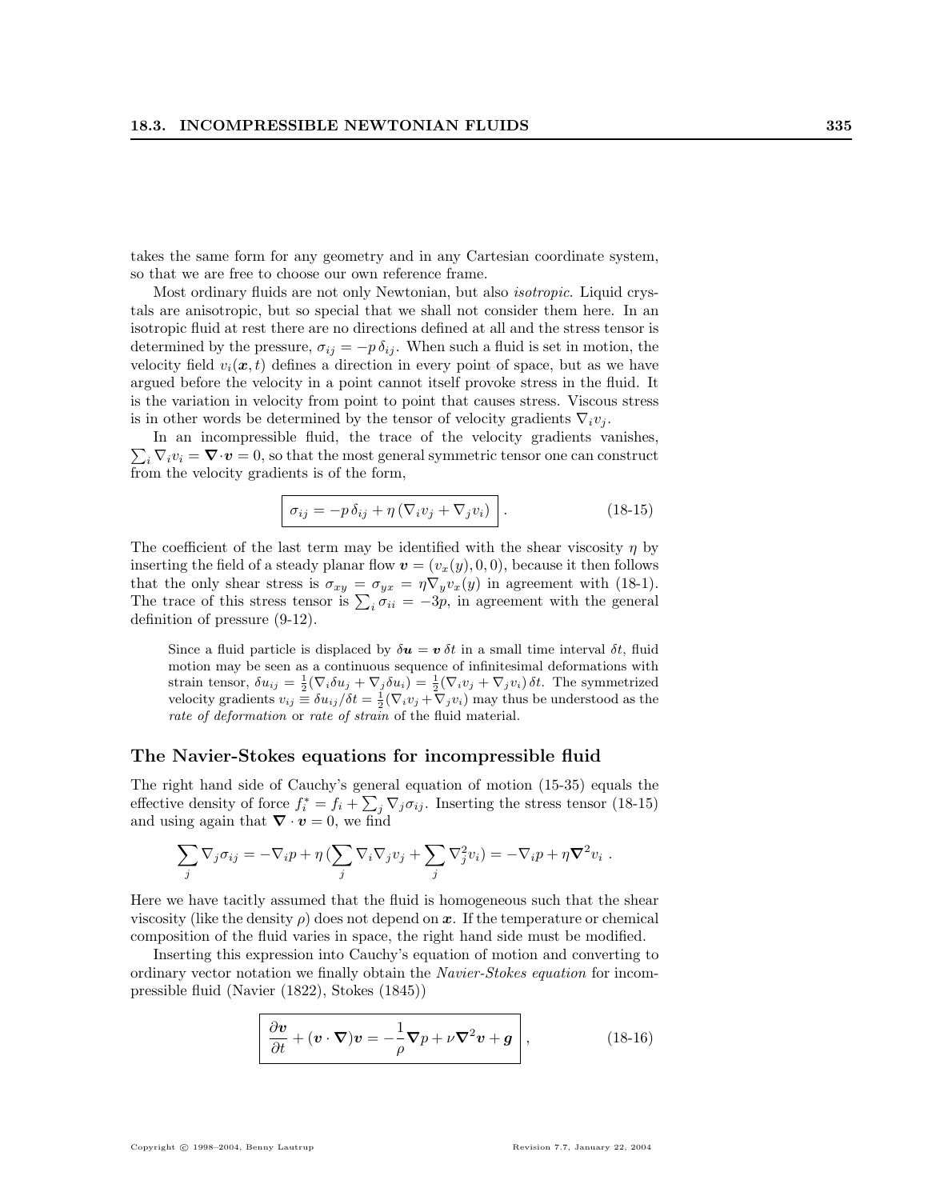takes the same form for any geometry and in any Cartesian coordinate system, so that we are free to choose our own reference frame.

Most ordinary fluids are not only Newtonian, but also *isotropic*. Liquid crystals are anisotropic, but so special that we shall not consider them here. In an isotropic fluid at rest there are no directions defined at all and the stress tensor is determined by the pressure, $\sigma_{ij} = -p\,\delta_{ij}$. When such a fluid is set in motion, the velocity field $v_i(\boldsymbol{x}, t)$ defines a direction in every point of space, but as we have argued before the velocity in a point cannot itself provoke stress in the fluid. It is the variation in velocity from point to point that causes stress. Viscous stress is in other words be determined by the tensor of velocity gradients $\nabla_i v_j$.

In an incompressible fluid, the trace of the velocity gradients vanishes, $\sum_i \nabla_i v_i = \boldsymbol{\nabla}\cdot\boldsymbol{v} = 0$, so that the most general symmetric tensor one can construct from the velocity gradients is of the form,

$$\boxed{\sigma_{ij} = -p\,\delta_{ij} + \eta\,(\nabla_i v_j + \nabla_j v_i)}\ . \tag{18-15}$$

The coefficient of the last term may be identified with the shear viscosity $\eta$ by inserting the field of a steady planar flow $\boldsymbol{v} = (v_x(y), 0, 0)$, because it then follows that the only shear stress is $\sigma_{xy} = \sigma_{yx} = \eta \nabla_y v_x(y)$ in agreement with (18-1). The trace of this stress tensor is $\sum_i \sigma_{ii} = -3p$, in agreement with the general definition of pressure (9-12).

> Since a fluid particle is displaced by $\delta\boldsymbol{u} = \boldsymbol{v}\,\delta t$ in a small time interval $\delta t$, fluid motion may be seen as a continuous sequence of infinitesimal deformations with strain tensor, $\delta u_{ij} = \frac{1}{2}(\nabla_i \delta u_j + \nabla_j \delta u_i) = \frac{1}{2}(\nabla_i v_j + \nabla_j v_i)\,\delta t$. The symmetrized velocity gradients $v_{ij} \equiv \delta u_{ij}/\delta t = \frac{1}{2}(\nabla_i v_j + \nabla_j v_i)$ may thus be understood as the *rate of deformation* or *rate of strain* of the fluid material.

## The Navier-Stokes equations for incompressible fluid

The right hand side of Cauchy's general equation of motion (15-35) equals the effective density of force $f_i^* = f_i + \sum_j \nabla_j \sigma_{ij}$. Inserting the stress tensor (18-15) and using again that $\boldsymbol{\nabla}\cdot\boldsymbol{v} = 0$, we find

$$\sum_j \nabla_j \sigma_{ij} = -\nabla_i p + \eta\,(\sum_j \nabla_i \nabla_j v_j + \sum_j \nabla_j^2 v_i) = -\nabla_i p + \eta \boldsymbol{\nabla}^2 v_i\ .$$

Here we have tacitly assumed that the fluid is homogeneous such that the shear viscosity (like the density $\rho$) does not depend on $\boldsymbol{x}$. If the temperature or chemical composition of the fluid varies in space, the right hand side must be modified.

Inserting this expression into Cauchy's equation of motion and converting to ordinary vector notation we finally obtain the *Navier-Stokes equation* for incompressible fluid (Navier (1822), Stokes (1845))

$$\boxed{\frac{\partial \boldsymbol{v}}{\partial t} + (\boldsymbol{v}\cdot\boldsymbol{\nabla})\boldsymbol{v} = -\frac{1}{\rho}\boldsymbol{\nabla} p + \nu \boldsymbol{\nabla}^2 \boldsymbol{v} + \boldsymbol{g}}\ , \tag{18-16}$$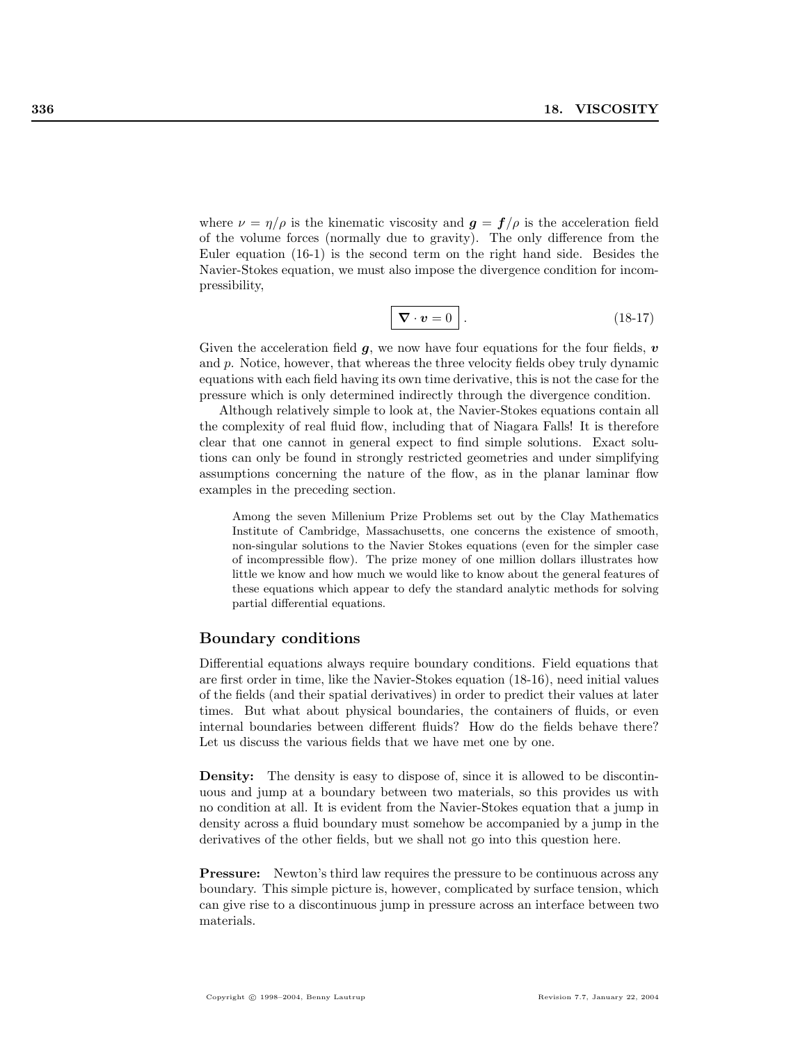where $\nu = \eta/\rho$ is the kinematic viscosity and $\boldsymbol{g} = \boldsymbol{f}/\rho$ is the acceleration field of the volume forces (normally due to gravity). The only difference from the Euler equation (16-1) is the second term on the right hand side. Besides the Navier-Stokes equation, we must also impose the divergence condition for incompressibility,

$$\boxed{\boldsymbol{\nabla} \cdot \boldsymbol{v} = 0} \,. \tag{18-17}$$

Given the acceleration field $\boldsymbol{g}$, we now have four equations for the four fields, $\boldsymbol{v}$ and $p$. Notice, however, that whereas the three velocity fields obey truly dynamic equations with each field having its own time derivative, this is not the case for the pressure which is only determined indirectly through the divergence condition.

Although relatively simple to look at, the Navier-Stokes equations contain all the complexity of real fluid flow, including that of Niagara Falls! It is therefore clear that one cannot in general expect to find simple solutions. Exact solutions can only be found in strongly restricted geometries and under simplifying assumptions concerning the nature of the flow, as in the planar laminar flow examples in the preceding section.

> Among the seven Millenium Prize Problems set out by the Clay Mathematics Institute of Cambridge, Massachusetts, one concerns the existence of smooth, non-singular solutions to the Navier Stokes equations (even for the simpler case of incompressible flow). The prize money of one million dollars illustrates how little we know and how much we would like to know about the general features of these equations which appear to defy the standard analytic methods for solving partial differential equations.

## Boundary conditions

Differential equations always require boundary conditions. Field equations that are first order in time, like the Navier-Stokes equation (18-16), need initial values of the fields (and their spatial derivatives) in order to predict their values at later times. But what about physical boundaries, the containers of fluids, or even internal boundaries between different fluids? How do the fields behave there? Let us discuss the various fields that we have met one by one.

**Density:** The density is easy to dispose of, since it is allowed to be discontinuous and jump at a boundary between two materials, so this provides us with no condition at all. It is evident from the Navier-Stokes equation that a jump in density across a fluid boundary must somehow be accompanied by a jump in the derivatives of the other fields, but we shall not go into this question here.

**Pressure:** Newton's third law requires the pressure to be continuous across any boundary. This simple picture is, however, complicated by surface tension, which can give rise to a discontinuous jump in pressure across an interface between two materials.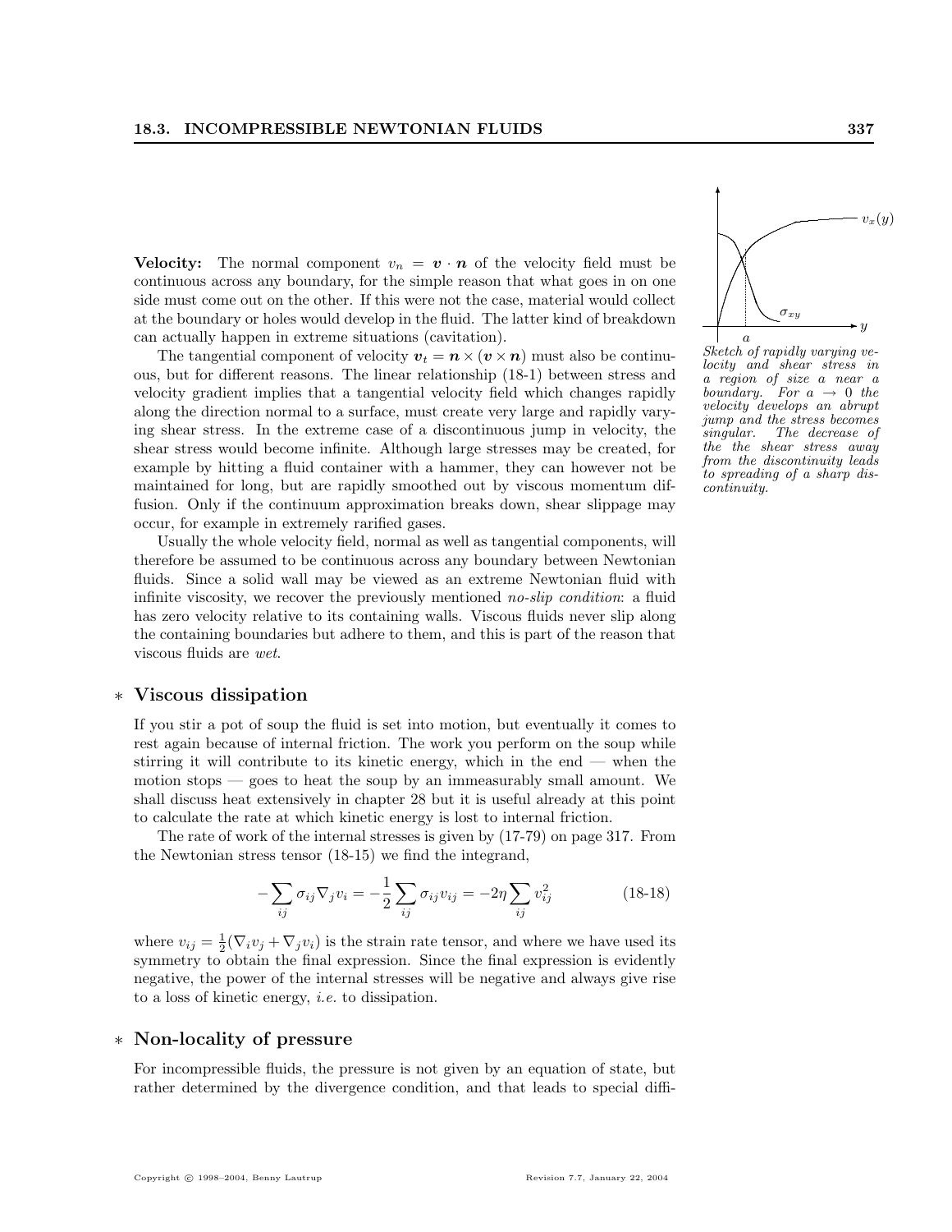**Velocity:** The normal component $v_n = \boldsymbol{v} \cdot \boldsymbol{n}$ of the velocity field must be continuous across any boundary, for the simple reason that what goes in on one side must come out on the other. If this were not the case, material would collect at the boundary or holes would develop in the fluid. The latter kind of breakdown can actually happen in extreme situations (cavitation).

The tangential component of velocity $\boldsymbol{v}_t = \boldsymbol{n} \times (\boldsymbol{v} \times \boldsymbol{n})$ must also be continuous, but for different reasons. The linear relationship (18-1) between stress and velocity gradient implies that a tangential velocity field which changes rapidly along the direction normal to a surface, must create very large and rapidly varying shear stress. In the extreme case of a discontinuous jump in velocity, the shear stress would become infinite. Although large stresses may be created, for example by hitting a fluid container with a hammer, they can however not be maintained for long, but are rapidly smoothed out by viscous momentum diffusion. Only if the continuum approximation breaks down, shear slippage may occur, for example in extremely rarified gases.

*Sketch of rapidly varying velocity and shear stress in a region of size a near a boundary. For $a \to 0$ the velocity develops an abrupt jump and the stress becomes singular. The decrease of the the shear stress away from the discontinuity leads to spreading of a sharp discontinuity.*

Usually the whole velocity field, normal as well as tangential components, will therefore be assumed to be continuous across any boundary between Newtonian fluids. Since a solid wall may be viewed as an extreme Newtonian fluid with infinite viscosity, we recover the previously mentioned *no-slip condition*: a fluid has zero velocity relative to its containing walls. Viscous fluids never slip along the containing boundaries but adhere to them, and this is part of the reason that viscous fluids are *wet*.

## ∗ Viscous dissipation

If you stir a pot of soup the fluid is set into motion, but eventually it comes to rest again because of internal friction. The work you perform on the soup while stirring it will contribute to its kinetic energy, which in the end — when the motion stops — goes to heat the soup by an immeasurably small amount. We shall discuss heat extensively in chapter 28 but it is useful already at this point to calculate the rate at which kinetic energy is lost to internal friction.

The rate of work of the internal stresses is given by (17-79) on page 317. From the Newtonian stress tensor (18-15) we find the integrand,

$$-\sum_{ij} \sigma_{ij} \nabla_j v_i = -\frac{1}{2} \sum_{ij} \sigma_{ij} v_{ij} = -2\eta \sum_{ij} v_{ij}^2 \tag{18-18}$$

where $v_{ij} = \frac{1}{2}(\nabla_i v_j + \nabla_j v_i)$ is the strain rate tensor, and where we have used its symmetry to obtain the final expression. Since the final expression is evidently negative, the power of the internal stresses will be negative and always give rise to a loss of kinetic energy, *i.e.* to dissipation.

## ∗ Non-locality of pressure

For incompressible fluids, the pressure is not given by an equation of state, but rather determined by the divergence condition, and that leads to special diffi-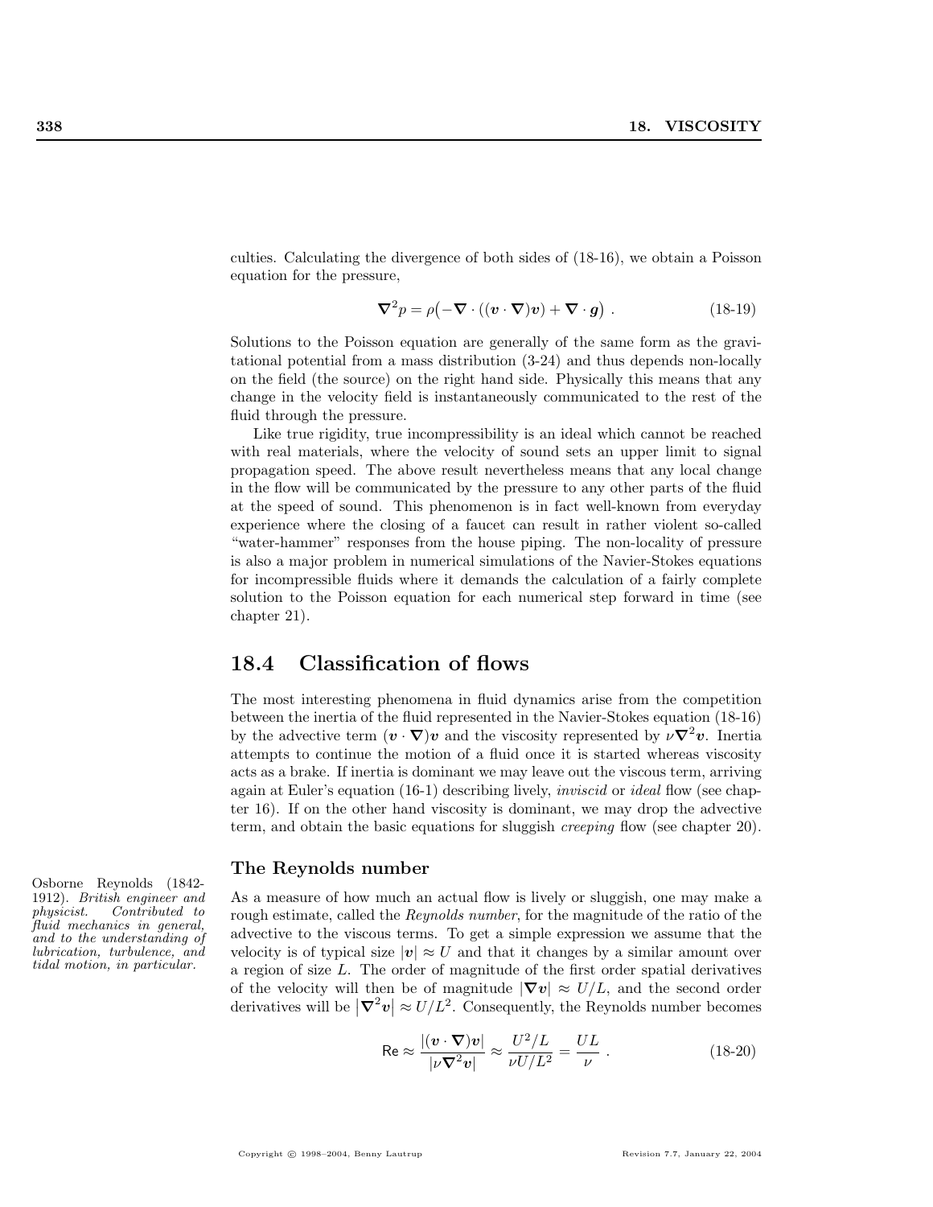culties. Calculating the divergence of both sides of (18-16), we obtain a Poisson equation for the pressure,

$$\nabla^2 p = \rho\big(-\nabla \cdot ((\boldsymbol{v} \cdot \nabla)\boldsymbol{v}) + \nabla \cdot \boldsymbol{g}\big) \ . \tag{18-19}$$

Solutions to the Poisson equation are generally of the same form as the gravitational potential from a mass distribution (3-24) and thus depends non-locally on the field (the source) on the right hand side. Physically this means that any change in the velocity field is instantaneously communicated to the rest of the fluid through the pressure.

Like true rigidity, true incompressibility is an ideal which cannot be reached with real materials, where the velocity of sound sets an upper limit to signal propagation speed. The above result nevertheless means that any local change in the flow will be communicated by the pressure to any other parts of the fluid at the speed of sound. This phenomenon is in fact well-known from everyday experience where the closing of a faucet can result in rather violent so-called "water-hammer" responses from the house piping. The non-locality of pressure is also a major problem in numerical simulations of the Navier-Stokes equations for incompressible fluids where it demands the calculation of a fairly complete solution to the Poisson equation for each numerical step forward in time (see chapter 21).

## 18.4 Classification of flows

The most interesting phenomena in fluid dynamics arise from the competition between the inertia of the fluid represented in the Navier-Stokes equation (18-16) by the advective term $(\boldsymbol{v} \cdot \nabla)\boldsymbol{v}$ and the viscosity represented by $\nu\nabla^2\boldsymbol{v}$. Inertia attempts to continue the motion of a fluid once it is started whereas viscosity acts as a brake. If inertia is dominant we may leave out the viscous term, arriving again at Euler's equation (16-1) describing lively, *inviscid* or *ideal* flow (see chapter 16). If on the other hand viscosity is dominant, we may drop the advective term, and obtain the basic equations for sluggish *creeping* flow (see chapter 20).

### The Reynolds number

Osborne Reynolds (1842-1912). *British engineer and physicist. Contributed to fluid mechanics in general, and to the understanding of lubrication, turbulence, and tidal motion, in particular.*

As a measure of how much an actual flow is lively or sluggish, one may make a rough estimate, called the *Reynolds number*, for the magnitude of the ratio of the advective to the viscous terms. To get a simple expression we assume that the velocity is of typical size $|\boldsymbol{v}| \approx U$ and that it changes by a similar amount over a region of size $L$. The order of magnitude of the first order spatial derivatives of the velocity will then be of magnitude $|\nabla\boldsymbol{v}| \approx U/L$, and the second order derivatives will be $\left|\nabla^2\boldsymbol{v}\right| \approx U/L^2$. Consequently, the Reynolds number becomes

$$\mathsf{Re} \approx \frac{|(\boldsymbol{v} \cdot \nabla)\boldsymbol{v}|}{|\nu\nabla^2\boldsymbol{v}|} \approx \frac{U^2/L}{\nu U/L^2} = \frac{UL}{\nu} \ . \tag{18-20}$$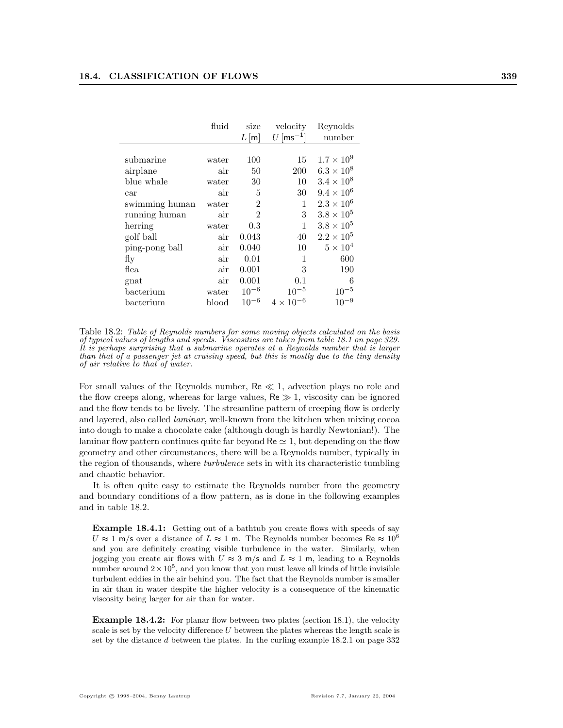| | fluid | size $L$ [m] | velocity $U$ [ms$^{-1}$] | Reynolds number |
|---|---|---|---|---|
| submarine | water | 100 | 15 | $1.7 \times 10^9$ |
| airplane | air | 50 | 200 | $6.3 \times 10^8$ |
| blue whale | water | 30 | 10 | $3.4 \times 10^8$ |
| car | air | 5 | 30 | $9.4 \times 10^6$ |
| swimming human | water | 2 | 1 | $2.3 \times 10^6$ |
| running human | air | 2 | 3 | $3.8 \times 10^5$ |
| herring | water | 0.3 | 1 | $3.8 \times 10^5$ |
| golf ball | air | 0.043 | 40 | $2.2 \times 10^5$ |
| ping-pong ball | air | 0.040 | 10 | $5 \times 10^4$ |
| fly | air | 0.01 | 1 | 600 |
| flea | air | 0.001 | 3 | 190 |
| gnat | air | 0.001 | 0.1 | 6 |
| bacterium | water | $10^{-6}$ | $10^{-5}$ | $10^{-5}$ |
| bacterium | blood | $10^{-6}$ | $4 \times 10^{-6}$ | $10^{-9}$ |

Table 18.2: *Table of Reynolds numbers for some moving objects calculated on the basis of typical values of lengths and speeds. Viscosities are taken from table 18.1 on page 329. It is perhaps surprising that a submarine operates at a Reynolds number that is larger than that of a passenger jet at cruising speed, but this is mostly due to the tiny density of air relative to that of water.*

For small values of the Reynolds number, $\mathsf{Re} \ll 1$, advection plays no role and the flow creeps along, whereas for large values, $\mathsf{Re} \gg 1$, viscosity can be ignored and the flow tends to be lively. The streamline pattern of creeping flow is orderly and layered, also called *laminar*, well-known from the kitchen when mixing cocoa into dough to make a chocolate cake (although dough is hardly Newtonian!). The laminar flow pattern continues quite far beyond $\mathsf{Re} \simeq 1$, but depending on the flow geometry and other circumstances, there will be a Reynolds number, typically in the region of thousands, where *turbulence* sets in with its characteristic tumbling and chaotic behavior.

It is often quite easy to estimate the Reynolds number from the geometry and boundary conditions of a flow pattern, as is done in the following examples and in table 18.2.

**Example 18.4.1:** Getting out of a bathtub you create flows with speeds of say $U \approx 1$ m/s over a distance of $L \approx 1$ m. The Reynolds number becomes $\mathsf{Re} \approx 10^6$ and you are definitely creating visible turbulence in the water. Similarly, when jogging you create air flows with $U \approx 3$ m/s and $L \approx 1$ m, leading to a Reynolds number around $2 \times 10^5$, and you know that you must leave all kinds of little invisible turbulent eddies in the air behind you. The fact that the Reynolds number is smaller in air than in water despite the higher velocity is a consequence of the kinematic viscosity being larger for air than for water.

**Example 18.4.2:** For planar flow between two plates (section 18.1), the velocity scale is set by the velocity difference $U$ between the plates whereas the length scale is set by the distance $d$ between the plates. In the curling example 18.2.1 on page 332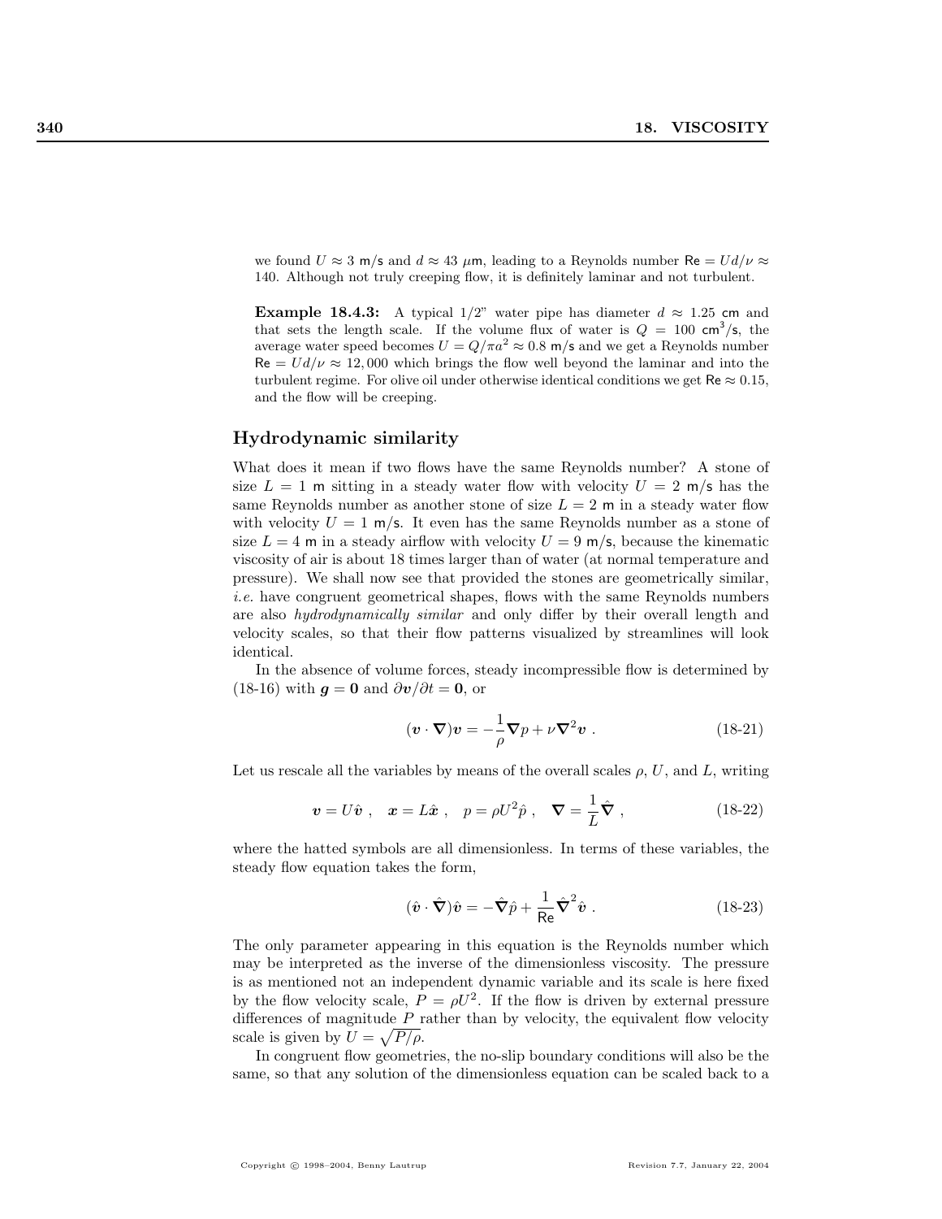we found $U \approx 3$ m/s and $d \approx 43$ $\mu$m, leading to a Reynolds number $\mathsf{Re} = Ud/\nu \approx 140$. Although not truly creeping flow, it is definitely laminar and not turbulent.

**Example 18.4.3:** A typical 1/2" water pipe has diameter $d \approx 1.25$ cm and that sets the length scale. If the volume flux of water is $Q = 100$ cm$^3$/s, the average water speed becomes $U = Q/\pi a^2 \approx 0.8$ m/s and we get a Reynolds number $\mathsf{Re} = Ud/\nu \approx 12,000$ which brings the flow well beyond the laminar and into the turbulent regime. For olive oil under otherwise identical conditions we get $\mathsf{Re} \approx 0.15$, and the flow will be creeping.

## Hydrodynamic similarity

What does it mean if two flows have the same Reynolds number? A stone of size $L = 1$ m sitting in a steady water flow with velocity $U = 2$ m/s has the same Reynolds number as another stone of size $L = 2$ m in a steady water flow with velocity $U = 1$ m/s. It even has the same Reynolds number as a stone of size $L = 4$ m in a steady airflow with velocity $U = 9$ m/s, because the kinematic viscosity of air is about 18 times larger than of water (at normal temperature and pressure). We shall now see that provided the stones are geometrically similar, *i.e.* have congruent geometrical shapes, flows with the same Reynolds numbers are also *hydrodynamically similar* and only differ by their overall length and velocity scales, so that their flow patterns visualized by streamlines will look identical.

In the absence of volume forces, steady incompressible flow is determined by (18-16) with $\boldsymbol{g} = \boldsymbol{0}$ and $\partial \boldsymbol{v}/\partial t = \boldsymbol{0}$, or

$$(\boldsymbol{v} \cdot \boldsymbol{\nabla})\boldsymbol{v} = -\frac{1}{\rho}\boldsymbol{\nabla} p + \nu \boldsymbol{\nabla}^2 \boldsymbol{v} \ . \tag{18-21}$$

Let us rescale all the variables by means of the overall scales $\rho$, $U$, and $L$, writing

$$\boldsymbol{v} = U\hat{\boldsymbol{v}} \ , \quad \boldsymbol{x} = L\hat{\boldsymbol{x}} \ , \quad p = \rho U^2 \hat{p} \ , \quad \boldsymbol{\nabla} = \frac{1}{L}\hat{\boldsymbol{\nabla}} \ , \tag{18-22}$$

where the hatted symbols are all dimensionless. In terms of these variables, the steady flow equation takes the form,

$$(\hat{\boldsymbol{v}} \cdot \hat{\boldsymbol{\nabla}})\hat{\boldsymbol{v}} = -\hat{\boldsymbol{\nabla}}\hat{p} + \frac{1}{\mathsf{Re}}\hat{\boldsymbol{\nabla}}^2 \hat{\boldsymbol{v}} \ . \tag{18-23}$$

The only parameter appearing in this equation is the Reynolds number which may be interpreted as the inverse of the dimensionless viscosity. The pressure is as mentioned not an independent dynamic variable and its scale is here fixed by the flow velocity scale, $P = \rho U^2$. If the flow is driven by external pressure differences of magnitude $P$ rather than by velocity, the equivalent flow velocity scale is given by $U = \sqrt{P/\rho}$.

In congruent flow geometries, the no-slip boundary conditions will also be the same, so that any solution of the dimensionless equation can be scaled back to a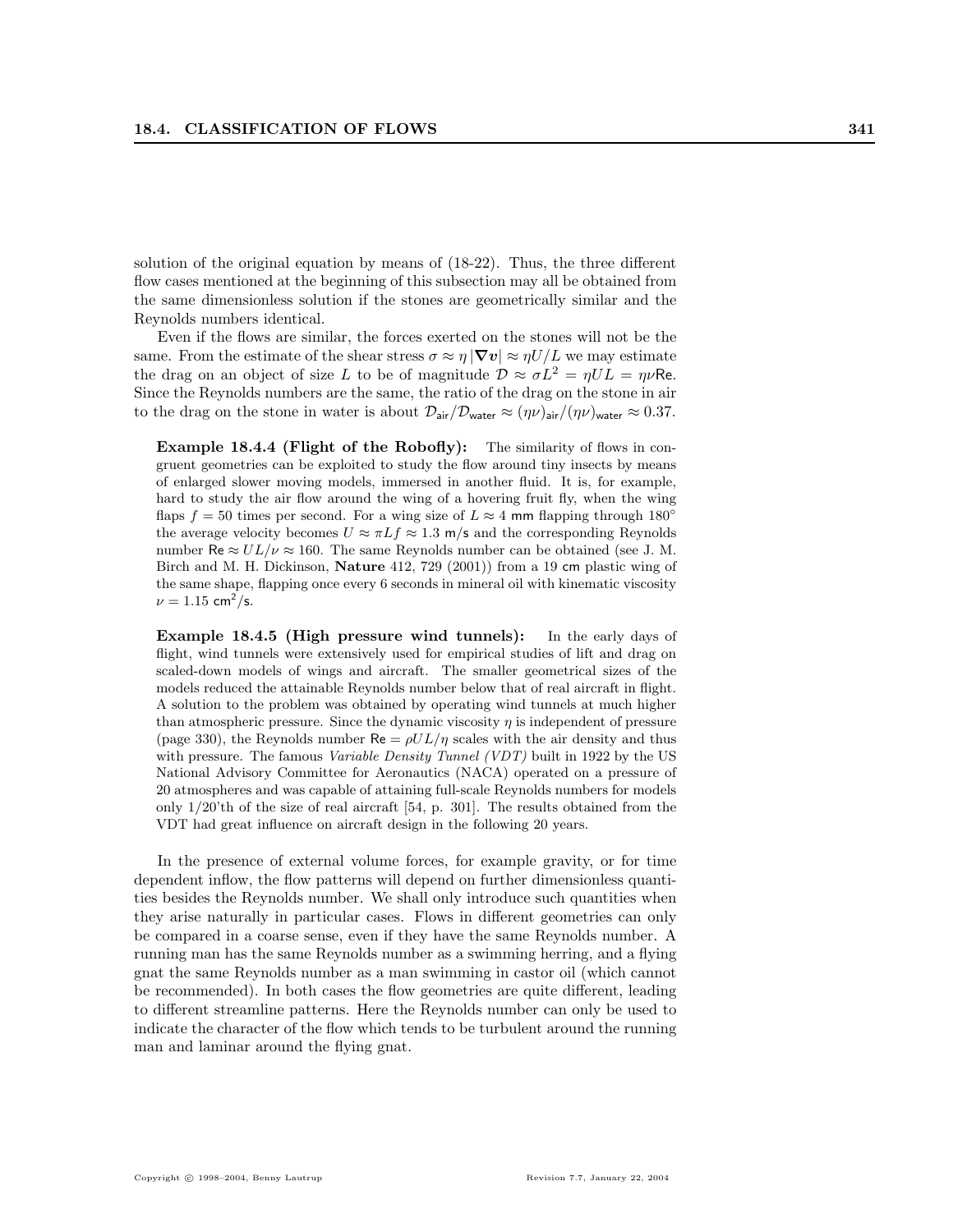solution of the original equation by means of (18-22). Thus, the three different flow cases mentioned at the beginning of this subsection may all be obtained from the same dimensionless solution if the stones are geometrically similar and the Reynolds numbers identical.

Even if the flows are similar, the forces exerted on the stones will not be the same. From the estimate of the shear stress $\sigma \approx \eta |\nabla \boldsymbol{v}| \approx \eta U/L$ we may estimate the drag on an object of size $L$ to be of magnitude $\mathcal{D} \approx \sigma L^2 = \eta U L = \eta \nu \mathsf{Re}$. Since the Reynolds numbers are the same, the ratio of the drag on the stone in air to the drag on the stone in water is about $\mathcal{D}_{\mathsf{air}}/\mathcal{D}_{\mathsf{water}} \approx (\eta\nu)_{\mathsf{air}}/(\eta\nu)_{\mathsf{water}} \approx 0.37$.

**Example 18.4.4 (Flight of the Robofly):** The similarity of flows in congruent geometries can be exploited to study the flow around tiny insects by means of enlarged slower moving models, immersed in another fluid. It is, for example, hard to study the air flow around the wing of a hovering fruit fly, when the wing flaps $f = 50$ times per second. For a wing size of $L \approx 4$ mm flapping through $180^\circ$ the average velocity becomes $U \approx \pi L f \approx 1.3$ m/s and the corresponding Reynolds number $\mathsf{Re} \approx UL/\nu \approx 160$. The same Reynolds number can be obtained (see J. M. Birch and M. H. Dickinson, **Nature** 412, 729 (2001)) from a 19 cm plastic wing of the same shape, flapping once every 6 seconds in mineral oil with kinematic viscosity $\nu = 1.15$ cm$^2$/s.

**Example 18.4.5 (High pressure wind tunnels):** In the early days of flight, wind tunnels were extensively used for empirical studies of lift and drag on scaled-down models of wings and aircraft. The smaller geometrical sizes of the models reduced the attainable Reynolds number below that of real aircraft in flight. A solution to the problem was obtained by operating wind tunnels at much higher than atmospheric pressure. Since the dynamic viscosity $\eta$ is independent of pressure (page 330), the Reynolds number $\mathsf{Re} = \rho U L/\eta$ scales with the air density and thus with pressure. The famous *Variable Density Tunnel (VDT)* built in 1922 by the US National Advisory Committee for Aeronautics (NACA) operated on a pressure of 20 atmospheres and was capable of attaining full-scale Reynolds numbers for models only 1/20'th of the size of real aircraft [54, p. 301]. The results obtained from the VDT had great influence on aircraft design in the following 20 years.

In the presence of external volume forces, for example gravity, or for time dependent inflow, the flow patterns will depend on further dimensionless quantities besides the Reynolds number. We shall only introduce such quantities when they arise naturally in particular cases. Flows in different geometries can only be compared in a coarse sense, even if they have the same Reynolds number. A running man has the same Reynolds number as a swimming herring, and a flying gnat the same Reynolds number as a man swimming in castor oil (which cannot be recommended). In both cases the flow geometries are quite different, leading to different streamline patterns. Here the Reynolds number can only be used to indicate the character of the flow which tends to be turbulent around the running man and laminar around the flying gnat.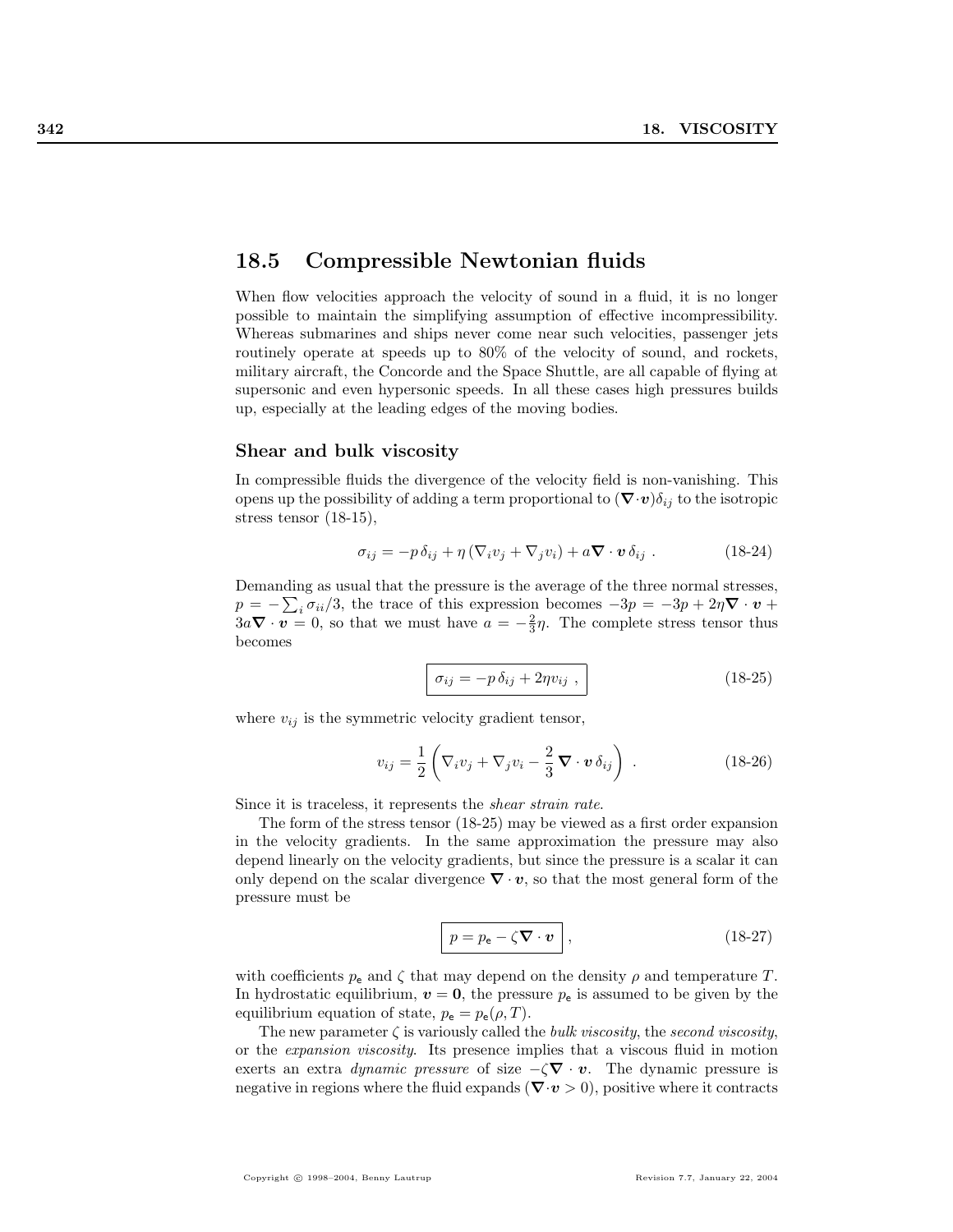## 18.5 Compressible Newtonian fluids

When flow velocities approach the velocity of sound in a fluid, it is no longer possible to maintain the simplifying assumption of effective incompressibility. Whereas submarines and ships never come near such velocities, passenger jets routinely operate at speeds up to 80% of the velocity of sound, and rockets, military aircraft, the Concorde and the Space Shuttle, are all capable of flying at supersonic and even hypersonic speeds. In all these cases high pressures builds up, especially at the leading edges of the moving bodies.

### Shear and bulk viscosity

In compressible fluids the divergence of the velocity field is non-vanishing. This opens up the possibility of adding a term proportional to $(\boldsymbol{\nabla}\cdot\boldsymbol{v})\delta_{ij}$ to the isotropic stress tensor (18-15),

$$\sigma_{ij} = -p\,\delta_{ij} + \eta\,(\nabla_i v_j + \nabla_j v_i) + a\boldsymbol{\nabla}\cdot\boldsymbol{v}\,\delta_{ij}\ . \qquad (18\text{-}24)$$

Demanding as usual that the pressure is the average of the three normal stresses, $p = -\sum_i \sigma_{ii}/3$, the trace of this expression becomes $-3p = -3p + 2\eta\boldsymbol{\nabla}\cdot\boldsymbol{v} + 3a\boldsymbol{\nabla}\cdot\boldsymbol{v} = 0$, so that we must have $a = -\frac{2}{3}\eta$. The complete stress tensor thus becomes

$$\boxed{\sigma_{ij} = -p\,\delta_{ij} + 2\eta v_{ij}\ ,} \qquad (18\text{-}25)$$

where $v_{ij}$ is the symmetric velocity gradient tensor,

$$v_{ij} = \frac{1}{2}\left(\nabla_i v_j + \nabla_j v_i - \frac{2}{3}\,\boldsymbol{\nabla}\cdot\boldsymbol{v}\,\delta_{ij}\right)\ . \qquad (18\text{-}26)$$

Since it is traceless, it represents the *shear strain rate*.

The form of the stress tensor (18-25) may be viewed as a first order expansion in the velocity gradients. In the same approximation the pressure may also depend linearly on the velocity gradients, but since the pressure is a scalar it can only depend on the scalar divergence $\boldsymbol{\nabla}\cdot\boldsymbol{v}$, so that the most general form of the pressure must be

$$\boxed{p = p_{\mathsf{e}} - \zeta\boldsymbol{\nabla}\cdot\boldsymbol{v}}\ , \qquad (18\text{-}27)$$

with coefficients $p_{\mathsf{e}}$ and $\zeta$ that may depend on the density $\rho$ and temperature $T$. In hydrostatic equilibrium, $\boldsymbol{v} = \boldsymbol{0}$, the pressure $p_{\mathsf{e}}$ is assumed to be given by the equilibrium equation of state, $p_{\mathsf{e}} = p_{\mathsf{e}}(\rho, T)$.

The new parameter $\zeta$ is variously called the *bulk viscosity*, the *second viscosity*, or the *expansion viscosity*. Its presence implies that a viscous fluid in motion exerts an extra *dynamic pressure* of size $-\zeta\boldsymbol{\nabla}\cdot\boldsymbol{v}$. The dynamic pressure is negative in regions where the fluid expands ($\boldsymbol{\nabla}\cdot\boldsymbol{v} > 0$), positive where it contracts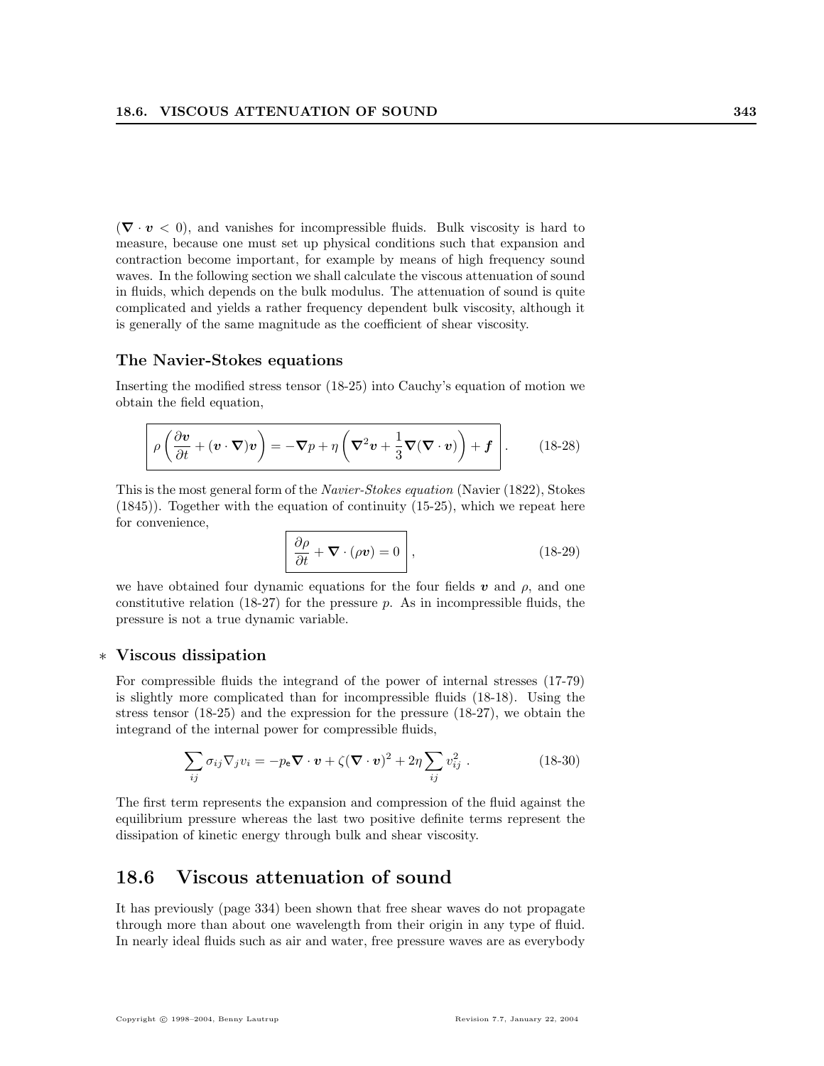($\boldsymbol{\nabla} \cdot \boldsymbol{v} < 0$), and vanishes for incompressible fluids. Bulk viscosity is hard to measure, because one must set up physical conditions such that expansion and contraction become important, for example by means of high frequency sound waves. In the following section we shall calculate the viscous attenuation of sound in fluids, which depends on the bulk modulus. The attenuation of sound is quite complicated and yields a rather frequency dependent bulk viscosity, although it is generally of the same magnitude as the coefficient of shear viscosity.

### The Navier-Stokes equations

Inserting the modified stress tensor (18-25) into Cauchy's equation of motion we obtain the field equation,

$$\boxed{\rho \left( \frac{\partial \boldsymbol{v}}{\partial t} + (\boldsymbol{v} \cdot \boldsymbol{\nabla})\boldsymbol{v} \right) = -\boldsymbol{\nabla} p + \eta \left( \boldsymbol{\nabla}^2 \boldsymbol{v} + \frac{1}{3} \boldsymbol{\nabla}(\boldsymbol{\nabla} \cdot \boldsymbol{v}) \right) + \boldsymbol{f}} . \tag{18-28}$$

This is the most general form of the *Navier-Stokes equation* (Navier (1822), Stokes (1845)). Together with the equation of continuity (15-25), which we repeat here for convenience,

$$\boxed{\frac{\partial \rho}{\partial t} + \boldsymbol{\nabla} \cdot (\rho \boldsymbol{v}) = 0} , \tag{18-29}$$

we have obtained four dynamic equations for the four fields $\boldsymbol{v}$ and $\rho$, and one constitutive relation (18-27) for the pressure $p$. As in incompressible fluids, the pressure is not a true dynamic variable.

### * Viscous dissipation

For compressible fluids the integrand of the power of internal stresses (17-79) is slightly more complicated than for incompressible fluids (18-18). Using the stress tensor (18-25) and the expression for the pressure (18-27), we obtain the integrand of the internal power for compressible fluids,

$$\sum_{ij} \sigma_{ij} \nabla_j v_i = -p_{\mathsf{e}} \boldsymbol{\nabla} \cdot \boldsymbol{v} + \zeta (\boldsymbol{\nabla} \cdot \boldsymbol{v})^2 + 2\eta \sum_{ij} v_{ij}^2 . \tag{18-30}$$

The first term represents the expansion and compression of the fluid against the equilibrium pressure whereas the last two positive definite terms represent the dissipation of kinetic energy through bulk and shear viscosity.

## 18.6 Viscous attenuation of sound

It has previously (page 334) been shown that free shear waves do not propagate through more than about one wavelength from their origin in any type of fluid. In nearly ideal fluids such as air and water, free pressure waves are as everybody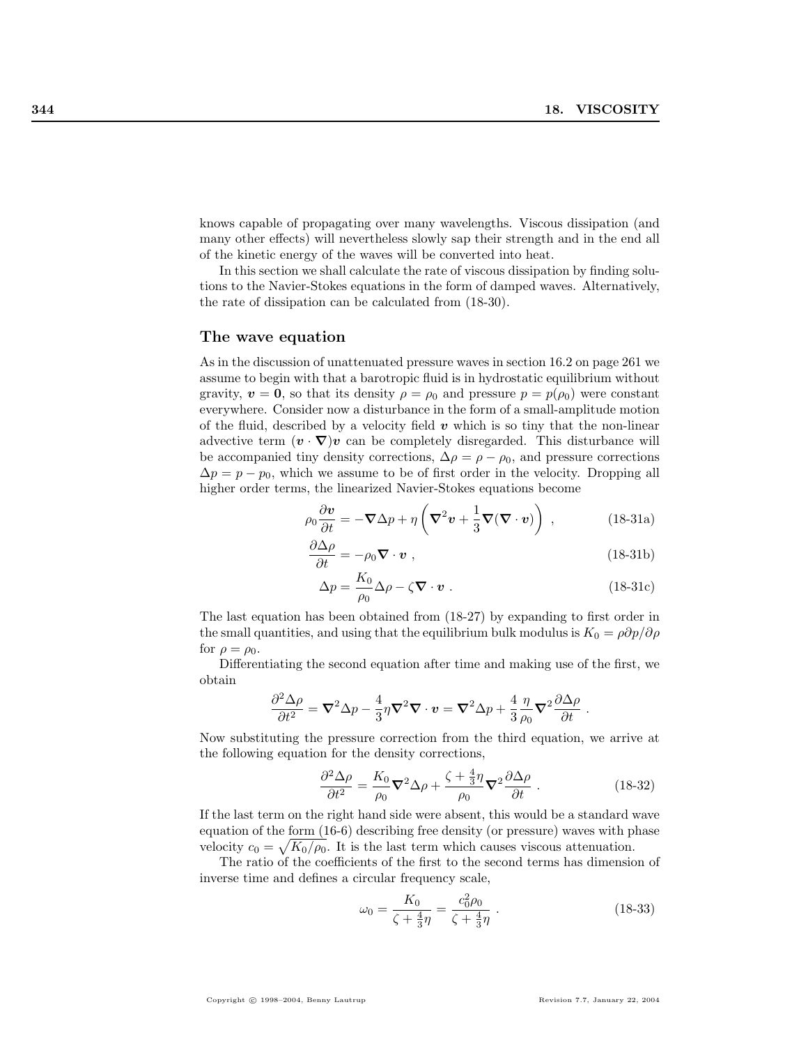knows capable of propagating over many wavelengths. Viscous dissipation (and many other effects) will nevertheless slowly sap their strength and in the end all of the kinetic energy of the waves will be converted into heat.

In this section we shall calculate the rate of viscous dissipation by finding solutions to the Navier-Stokes equations in the form of damped waves. Alternatively, the rate of dissipation can be calculated from (18-30).

### The wave equation

As in the discussion of unattenuated pressure waves in section 16.2 on page 261 we assume to begin with that a barotropic fluid is in hydrostatic equilibrium without gravity, $\boldsymbol{v} = \boldsymbol{0}$, so that its density $\rho = \rho_0$ and pressure $p = p(\rho_0)$ were constant everywhere. Consider now a disturbance in the form of a small-amplitude motion of the fluid, described by a velocity field $\boldsymbol{v}$ which is so tiny that the non-linear advective term $(\boldsymbol{v} \cdot \boldsymbol{\nabla})\boldsymbol{v}$ can be completely disregarded. This disturbance will be accompanied tiny density corrections, $\Delta\rho = \rho - \rho_0$, and pressure corrections $\Delta p = p - p_0$, which we assume to be of first order in the velocity. Dropping all higher order terms, the linearized Navier-Stokes equations become

$$\rho_0 \frac{\partial \boldsymbol{v}}{\partial t} = -\boldsymbol{\nabla}\Delta p + \eta\left(\boldsymbol{\nabla}^2\boldsymbol{v} + \frac{1}{3}\boldsymbol{\nabla}(\boldsymbol{\nabla}\cdot\boldsymbol{v})\right) , \tag{18-31a}$$

$$\frac{\partial \Delta\rho}{\partial t} = -\rho_0 \boldsymbol{\nabla}\cdot\boldsymbol{v} , \tag{18-31b}$$

$$\Delta p = \frac{K_0}{\rho_0}\Delta\rho - \zeta\boldsymbol{\nabla}\cdot\boldsymbol{v} . \tag{18-31c}$$

The last equation has been obtained from (18-27) by expanding to first order in the small quantities, and using that the equilibrium bulk modulus is $K_0 = \rho\partial p/\partial\rho$ for $\rho = \rho_0$.

Differentiating the second equation after time and making use of the first, we obtain

$$\frac{\partial^2\Delta\rho}{\partial t^2} = \boldsymbol{\nabla}^2\Delta p - \frac{4}{3}\eta\boldsymbol{\nabla}^2\boldsymbol{\nabla}\cdot\boldsymbol{v} = \boldsymbol{\nabla}^2\Delta p + \frac{4}{3}\frac{\eta}{\rho_0}\boldsymbol{\nabla}^2\frac{\partial\Delta\rho}{\partial t} .$$

Now substituting the pressure correction from the third equation, we arrive at the following equation for the density corrections,

$$\frac{\partial^2\Delta\rho}{\partial t^2} = \frac{K_0}{\rho_0}\boldsymbol{\nabla}^2\Delta\rho + \frac{\zeta + \frac{4}{3}\eta}{\rho_0}\boldsymbol{\nabla}^2\frac{\partial\Delta\rho}{\partial t} . \tag{18-32}$$

If the last term on the right hand side were absent, this would be a standard wave equation of the form (16-6) describing free density (or pressure) waves with phase velocity $c_0 = \sqrt{K_0/\rho_0}$. It is the last term which causes viscous attenuation.

The ratio of the coefficients of the first to the second terms has dimension of inverse time and defines a circular frequency scale,

$$\omega_0 = \frac{K_0}{\zeta + \frac{4}{3}\eta} = \frac{c_0^2\rho_0}{\zeta + \frac{4}{3}\eta} . \tag{18-33}$$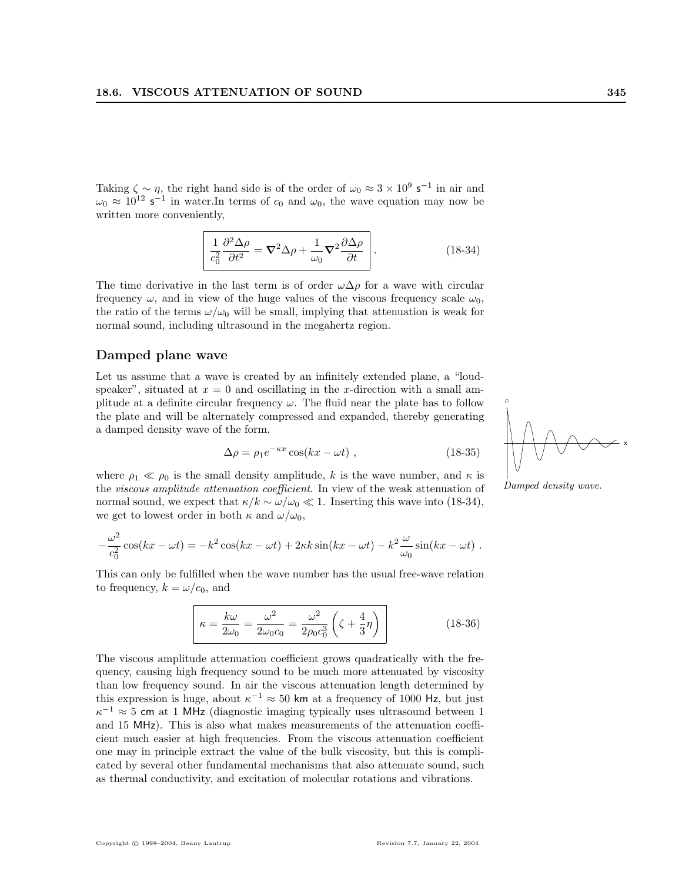Taking $\zeta \sim \eta$, the right hand side is of the order of $\omega_0 \approx 3 \times 10^9\ \mathsf{s}^{-1}$ in air and $\omega_0 \approx 10^{12}\ \mathsf{s}^{-1}$ in water.In terms of $c_0$ and $\omega_0$, the wave equation may now be written more conveniently,

$$\boxed{\frac{1}{c_0^2}\frac{\partial^2 \Delta\rho}{\partial t^2} = \nabla^2 \Delta\rho + \frac{1}{\omega_0}\nabla^2 \frac{\partial \Delta\rho}{\partial t}} . \tag{18-34}$$

The time derivative in the last term is of order $\omega\Delta\rho$ for a wave with circular frequency $\omega$, and in view of the huge values of the viscous frequency scale $\omega_0$, the ratio of the terms $\omega/\omega_0$ will be small, implying that attenuation is weak for normal sound, including ultrasound in the megahertz region.

## Damped plane wave

Let us assume that a wave is created by an infinitely extended plane, a "loudspeaker", situated at $x = 0$ and oscillating in the $x$-direction with a small amplitude at a definite circular frequency $\omega$. The fluid near the plate has to follow the plate and will be alternately compressed and expanded, thereby generating a damped density wave of the form,

$$\Delta\rho = \rho_1 e^{-\kappa x}\cos(kx - \omega t) , \tag{18-35}$$

*Damped density wave.*

where $\rho_1 \ll \rho_0$ is the small density amplitude, $k$ is the wave number, and $\kappa$ is the *viscous amplitude attenuation coefficient*. In view of the weak attenuation of normal sound, we expect that $\kappa/k \sim \omega/\omega_0 \ll 1$. Inserting this wave into (18-34), we get to lowest order in both $\kappa$ and $\omega/\omega_0$,

$$-\frac{\omega^2}{c_0^2}\cos(kx - \omega t) = -k^2\cos(kx - \omega t) + 2\kappa k \sin(kx - \omega t) - k^2\frac{\omega}{\omega_0}\sin(kx - \omega t) .$$

This can only be fulfilled when the wave number has the usual free-wave relation to frequency, $k = \omega/c_0$, and

$$\boxed{\kappa = \frac{k\omega}{2\omega_0} = \frac{\omega^2}{2\omega_0 c_0} = \frac{\omega^2}{2\rho_0 c_0^3}\left(\zeta + \frac{4}{3}\eta\right)} \tag{18-36}$$

The viscous amplitude attenuation coefficient grows quadratically with the frequency, causing high frequency sound to be much more attenuated by viscosity than low frequency sound. In air the viscous attenuation length determined by this expression is huge, about $\kappa^{-1} \approx 50$ km at a frequency of 1000 Hz, but just $\kappa^{-1} \approx 5$ cm at 1 MHz (diagnostic imaging typically uses ultrasound between 1 and 15 MHz). This is also what makes measurements of the attenuation coefficient much easier at high frequencies. From the viscous attenuation coefficient one may in principle extract the value of the bulk viscosity, but this is complicated by several other fundamental mechanisms that also attenuate sound, such as thermal conductivity, and excitation of molecular rotations and vibrations.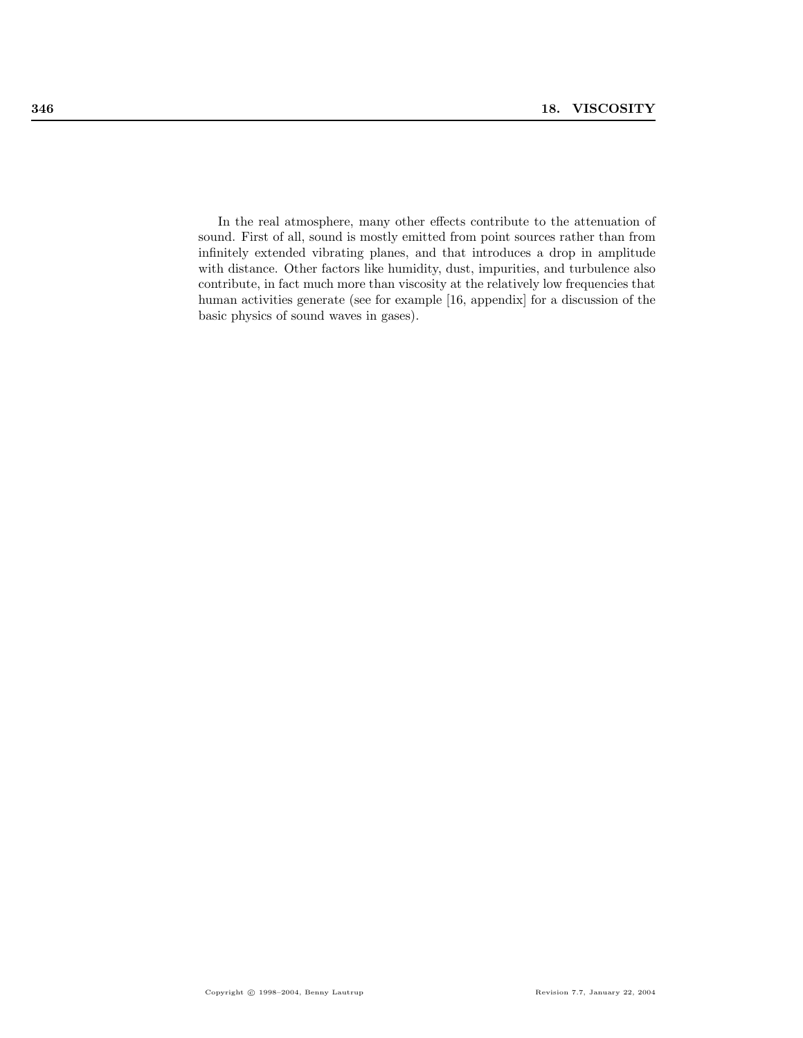In the real atmosphere, many other effects contribute to the attenuation of sound. First of all, sound is mostly emitted from point sources rather than from infinitely extended vibrating planes, and that introduces a drop in amplitude with distance. Other factors like humidity, dust, impurities, and turbulence also contribute, in fact much more than viscosity at the relatively low frequencies that human activities generate (see for example [16, appendix] for a discussion of the basic physics of sound waves in gases).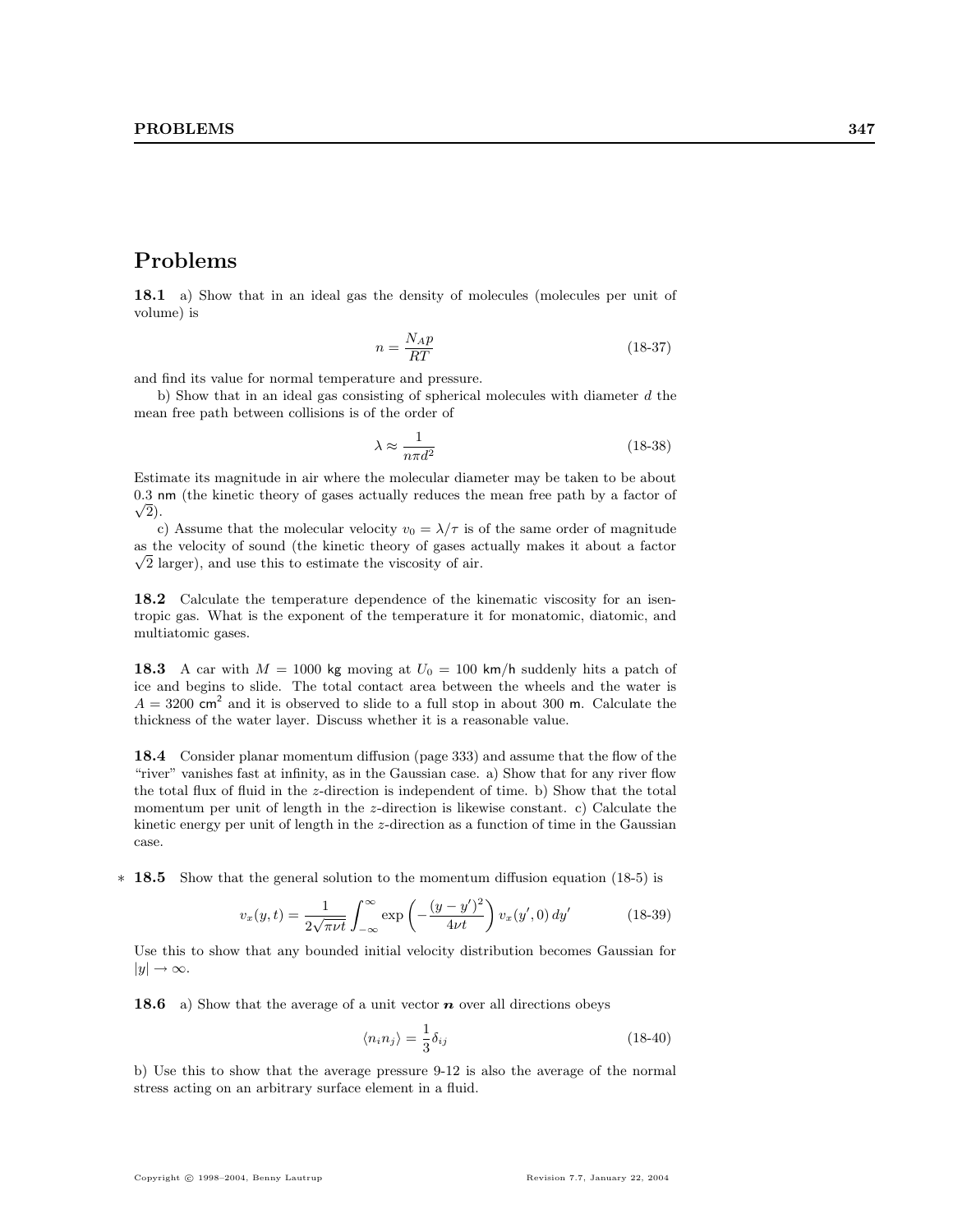# Problems

**18.1** a) Show that in an ideal gas the density of molecules (molecules per unit of volume) is

$$n = \frac{N_A p}{RT} \tag{18-37}$$

and find its value for normal temperature and pressure.

b) Show that in an ideal gas consisting of spherical molecules with diameter $d$ the mean free path between collisions is of the order of

$$\lambda \approx \frac{1}{n\pi d^2} \tag{18-38}$$

Estimate its magnitude in air where the molecular diameter may be taken to be about 0.3 nm (the kinetic theory of gases actually reduces the mean free path by a factor of $\sqrt{2}$).

c) Assume that the molecular velocity $v_0 = \lambda/\tau$ is of the same order of magnitude as the velocity of sound (the kinetic theory of gases actually makes it about a factor $\sqrt{2}$ larger), and use this to estimate the viscosity of air.

**18.2** Calculate the temperature dependence of the kinematic viscosity for an isentropic gas. What is the exponent of the temperature it for monatomic, diatomic, and multiatomic gases.

**18.3** A car with $M = 1000$ kg moving at $U_0 = 100$ km/h suddenly hits a patch of ice and begins to slide. The total contact area between the wheels and the water is $A = 3200$ cm$^2$ and it is observed to slide to a full stop in about 300 m. Calculate the thickness of the water layer. Discuss whether it is a reasonable value.

**18.4** Consider planar momentum diffusion (page 333) and assume that the flow of the "river" vanishes fast at infinity, as in the Gaussian case. a) Show that for any river flow the total flux of fluid in the $z$-direction is independent of time. b) Show that the total momentum per unit of length in the $z$-direction is likewise constant. c) Calculate the kinetic energy per unit of length in the $z$-direction as a function of time in the Gaussian case.

\* **18.5** Show that the general solution to the momentum diffusion equation (18-5) is

$$v_x(y,t) = \frac{1}{2\sqrt{\pi\nu t}} \int_{-\infty}^{\infty} \exp\left(-\frac{(y-y')^2}{4\nu t}\right) v_x(y',0)\, dy' \tag{18-39}$$

Use this to show that any bounded initial velocity distribution becomes Gaussian for $|y| \to \infty$.

**18.6** a) Show that the average of a unit vector $\boldsymbol{n}$ over all directions obeys

$$\langle n_i n_j \rangle = \frac{1}{3}\delta_{ij} \tag{18-40}$$

b) Use this to show that the average pressure 9-12 is also the average of the normal stress acting on an arbitrary surface element in a fluid.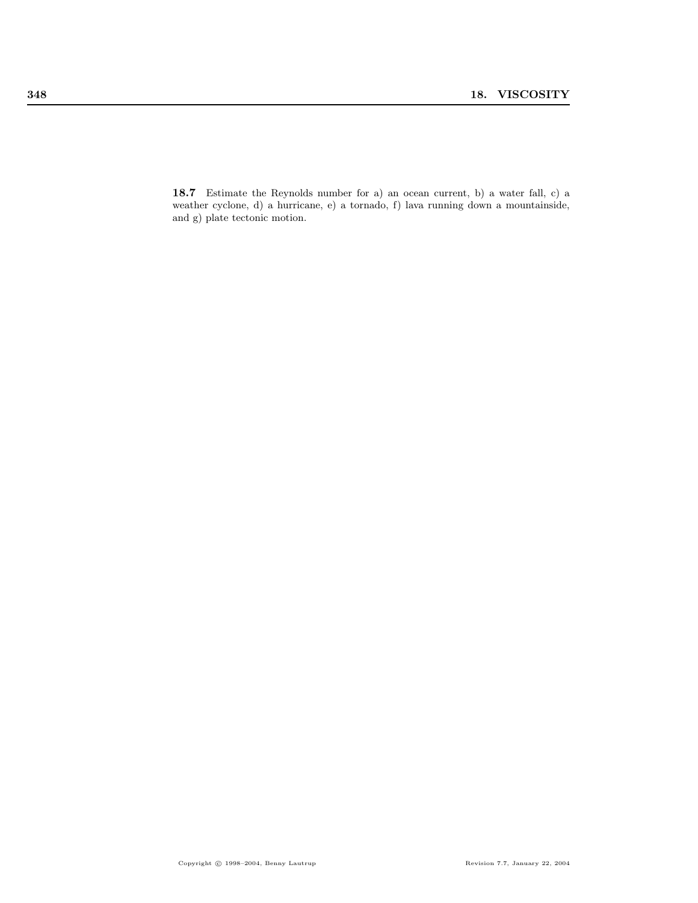**18.7** Estimate the Reynolds number for a) an ocean current, b) a water fall, c) a weather cyclone, d) a hurricane, e) a tornado, f) lava running down a mountainside, and g) plate tectonic motion.